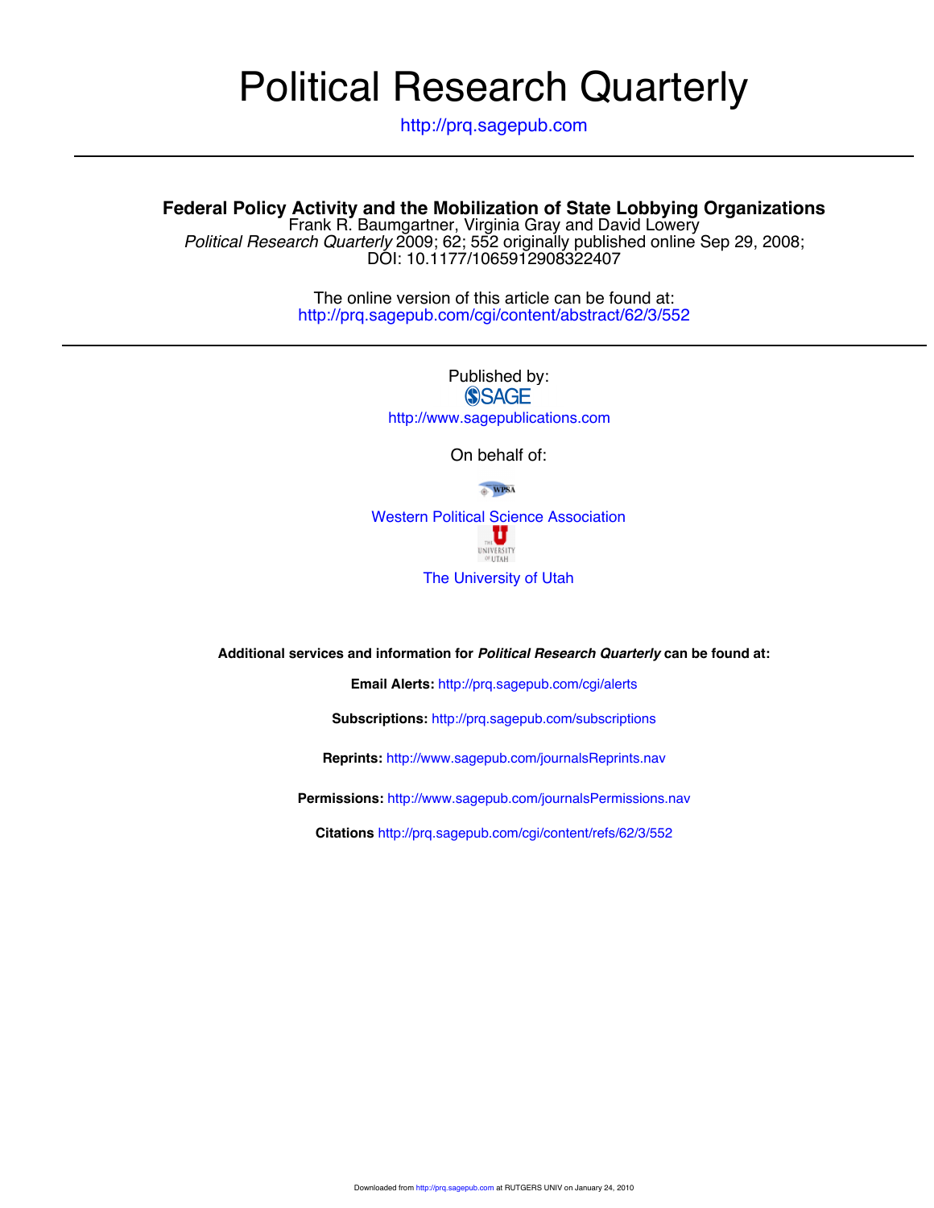# Political Research Quarterly

http://prq.sagepub.com

---

## Federal Policy Activity and the Mobilization of State Lobbying Organizations

Frank R. Baumgartner, Virginia Gray and David Lowery

*Political Research Quarterly* 2009; 62; 552 originally published online Sep 29, 2008;
DOI: 10.1177/1065912908322407

The online version of this article can be found at:
http://prq.sagepub.com/cgi/content/abstract/62/3/552

---

Published by:

SAGE

http://www.sagepublications.com

On behalf of:

Western Political Science Association

The University of Utah

**Additional services and information for *Political Research Quarterly* can be found at:**

**Email Alerts:** http://prq.sagepub.com/cgi/alerts

**Subscriptions:** http://prq.sagepub.com/subscriptions

**Reprints:** http://www.sagepub.com/journalsReprints.nav

**Permissions:** http://www.sagepub.com/journalsPermissions.nav

**Citations** http://prq.sagepub.com/cgi/content/refs/62/3/552

Downloaded from http://prq.sagepub.com at RUTGERS UNIV on January 24, 2010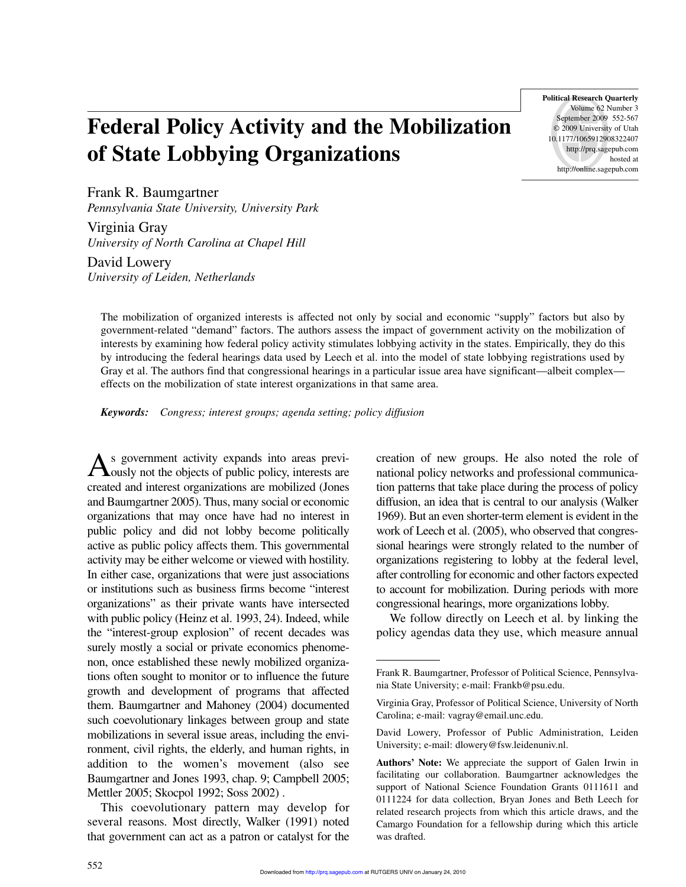# Federal Policy Activity and the Mobilization of State Lobbying Organizations

Frank R. Baumgartner
*Pennsylvania State University, University Park*

Virginia Gray
*University of North Carolina at Chapel Hill*

David Lowery
*University of Leiden, Netherlands*

The mobilization of organized interests is affected not only by social and economic "supply" factors but also by government-related "demand" factors. The authors assess the impact of government activity on the mobilization of interests by examining how federal policy activity stimulates lobbying activity in the states. Empirically, they do this by introducing the federal hearings data used by Leech et al. into the model of state lobbying registrations used by Gray et al. The authors find that congressional hearings in a particular issue area have significant—albeit complex—effects on the mobilization of state interest organizations in that same area.

***Keywords:*** *Congress; interest groups; agenda setting; policy diffusion*

As government activity expands into areas previously not the objects of public policy, interests are created and interest organizations are mobilized (Jones and Baumgartner 2005). Thus, many social or economic organizations that may once have had no interest in public policy and did not lobby become politically active as public policy affects them. This governmental activity may be either welcome or viewed with hostility. In either case, organizations that were just associations or institutions such as business firms become "interest organizations" as their private wants have intersected with public policy (Heinz et al. 1993, 24). Indeed, while the "interest-group explosion" of recent decades was surely mostly a social or private economics phenomenon, once established these newly mobilized organizations often sought to monitor or to influence the future growth and development of programs that affected them. Baumgartner and Mahoney (2004) documented such coevolutionary linkages between group and state mobilizations in several issue areas, including the environment, civil rights, the elderly, and human rights, in addition to the women's movement (also see Baumgartner and Jones 1993, chap. 9; Campbell 2005; Mettler 2005; Skocpol 1992; Soss 2002) .

This coevolutionary pattern may develop for several reasons. Most directly, Walker (1991) noted that government can act as a patron or catalyst for the creation of new groups. He also noted the role of national policy networks and professional communication patterns that take place during the process of policy diffusion, an idea that is central to our analysis (Walker 1969). But an even shorter-term element is evident in the work of Leech et al. (2005), who observed that congressional hearings were strongly related to the number of organizations registering to lobby at the federal level, after controlling for economic and other factors expected to account for mobilization. During periods with more congressional hearings, more organizations lobby.

We follow directly on Leech et al. by linking the policy agendas data they use, which measure annual

---

Frank R. Baumgartner, Professor of Political Science, Pennsylvania State University; e-mail: Frankb@psu.edu.

Virginia Gray, Professor of Political Science, University of North Carolina; e-mail: vagray@email.unc.edu.

David Lowery, Professor of Public Administration, Leiden University; e-mail: dlowery@fsw.leidenuniv.nl.

**Authors' Note:** We appreciate the support of Galen Irwin in facilitating our collaboration. Baumgartner acknowledges the support of National Science Foundation Grants 0111611 and 0111224 for data collection, Bryan Jones and Beth Leech for related research projects from which this article draws, and the Camargo Foundation for a fellowship during which this article was drafted.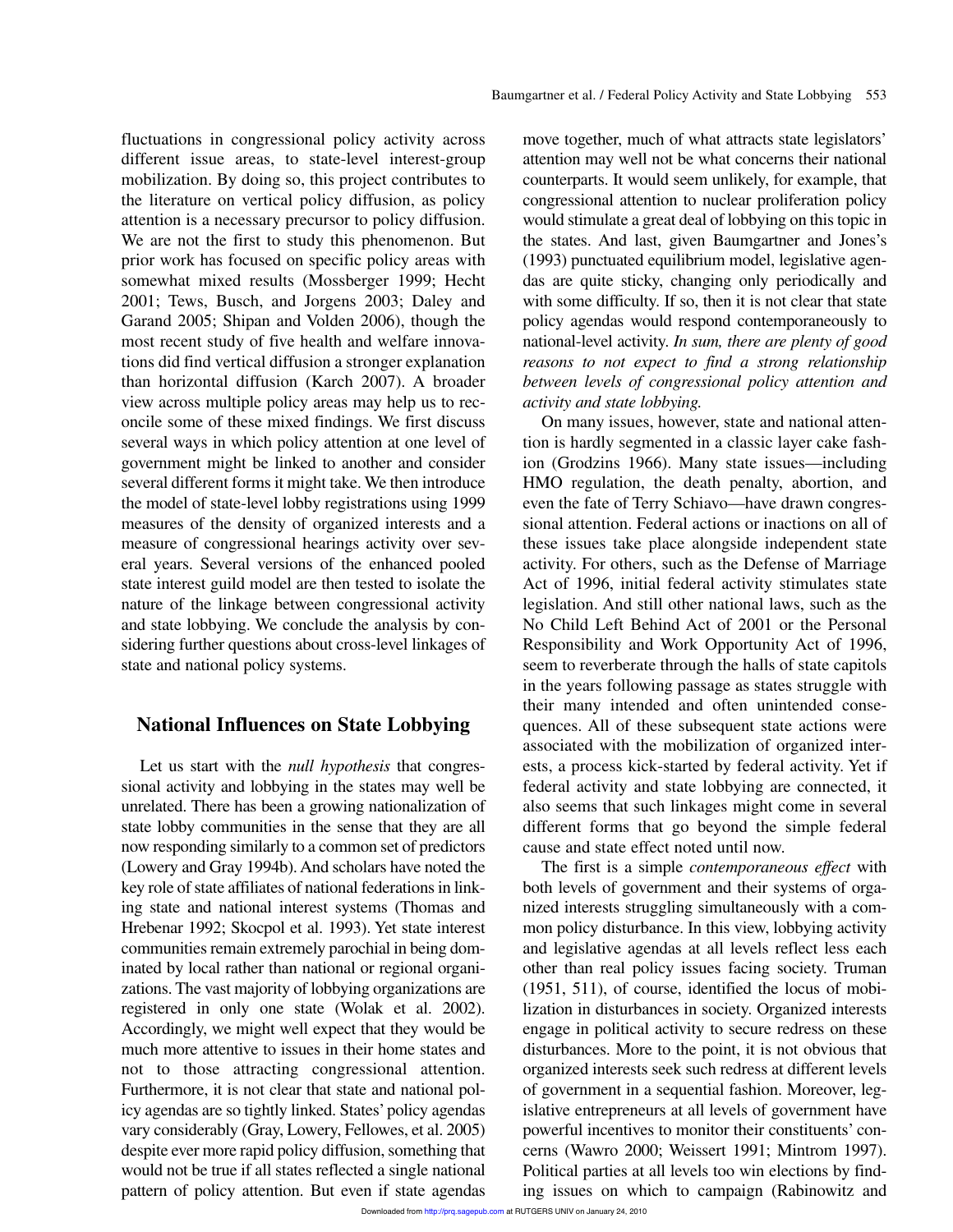fluctuations in congressional policy activity across different issue areas, to state-level interest-group mobilization. By doing so, this project contributes to the literature on vertical policy diffusion, as policy attention is a necessary precursor to policy diffusion. We are not the first to study this phenomenon. But prior work has focused on specific policy areas with somewhat mixed results (Mossberger 1999; Hecht 2001; Tews, Busch, and Jorgens 2003; Daley and Garand 2005; Shipan and Volden 2006), though the most recent study of five health and welfare innovations did find vertical diffusion a stronger explanation than horizontal diffusion (Karch 2007). A broader view across multiple policy areas may help us to reconcile some of these mixed findings. We first discuss several ways in which policy attention at one level of government might be linked to another and consider several different forms it might take. We then introduce the model of state-level lobby registrations using 1999 measures of the density of organized interests and a measure of congressional hearings activity over several years. Several versions of the enhanced pooled state interest guild model are then tested to isolate the nature of the linkage between congressional activity and state lobbying. We conclude the analysis by considering further questions about cross-level linkages of state and national policy systems.

## National Influences on State Lobbying

Let us start with the *null hypothesis* that congressional activity and lobbying in the states may well be unrelated. There has been a growing nationalization of state lobby communities in the sense that they are all now responding similarly to a common set of predictors (Lowery and Gray 1994b). And scholars have noted the key role of state affiliates of national federations in linking state and national interest systems (Thomas and Hrebenar 1992; Skocpol et al. 1993). Yet state interest communities remain extremely parochial in being dominated by local rather than national or regional organizations. The vast majority of lobbying organizations are registered in only one state (Wolak et al. 2002). Accordingly, we might well expect that they would be much more attentive to issues in their home states and not to those attracting congressional attention. Furthermore, it is not clear that state and national policy agendas are so tightly linked. States' policy agendas vary considerably (Gray, Lowery, Fellowes, et al. 2005) despite ever more rapid policy diffusion, something that would not be true if all states reflected a single national pattern of policy attention. But even if state agendas move together, much of what attracts state legislators' attention may well not be what concerns their national counterparts. It would seem unlikely, for example, that congressional attention to nuclear proliferation policy would stimulate a great deal of lobbying on this topic in the states. And last, given Baumgartner and Jones's (1993) punctuated equilibrium model, legislative agendas are quite sticky, changing only periodically and with some difficulty. If so, then it is not clear that state policy agendas would respond contemporaneously to national-level activity. *In sum, there are plenty of good reasons to not expect to find a strong relationship between levels of congressional policy attention and activity and state lobbying.*

On many issues, however, state and national attention is hardly segmented in a classic layer cake fashion (Grodzins 1966). Many state issues—including HMO regulation, the death penalty, abortion, and even the fate of Terry Schiavo—have drawn congressional attention. Federal actions or inactions on all of these issues take place alongside independent state activity. For others, such as the Defense of Marriage Act of 1996, initial federal activity stimulates state legislation. And still other national laws, such as the No Child Left Behind Act of 2001 or the Personal Responsibility and Work Opportunity Act of 1996, seem to reverberate through the halls of state capitols in the years following passage as states struggle with their many intended and often unintended consequences. All of these subsequent state actions were associated with the mobilization of organized interests, a process kick-started by federal activity. Yet if federal activity and state lobbying are connected, it also seems that such linkages might come in several different forms that go beyond the simple federal cause and state effect noted until now.

The first is a simple *contemporaneous effect* with both levels of government and their systems of organized interests struggling simultaneously with a common policy disturbance. In this view, lobbying activity and legislative agendas at all levels reflect less each other than real policy issues facing society. Truman (1951, 511), of course, identified the locus of mobilization in disturbances in society. Organized interests engage in political activity to secure redress on these disturbances. More to the point, it is not obvious that organized interests seek such redress at different levels of government in a sequential fashion. Moreover, legislative entrepreneurs at all levels of government have powerful incentives to monitor their constituents' concerns (Wawro 2000; Weissert 1991; Mintrom 1997). Political parties at all levels too win elections by finding issues on which to campaign (Rabinowitz and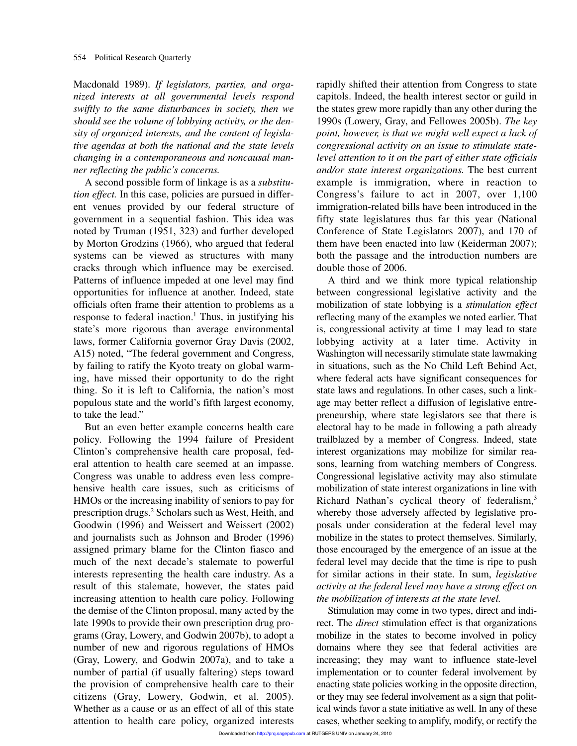Macdonald 1989). *If legislators, parties, and organized interests at all governmental levels respond swiftly to the same disturbances in society, then we should see the volume of lobbying activity, or the density of organized interests, and the content of legislative agendas at both the national and the state levels changing in a contemporaneous and noncausal manner reflecting the public's concerns.*

A second possible form of linkage is as a *substitution effect.* In this case, policies are pursued in different venues provided by our federal structure of government in a sequential fashion. This idea was noted by Truman (1951, 323) and further developed by Morton Grodzins (1966), who argued that federal systems can be viewed as structures with many cracks through which influence may be exercised. Patterns of influence impeded at one level may find opportunities for influence at another. Indeed, state officials often frame their attention to problems as a response to federal inaction.[1] Thus, in justifying his state's more rigorous than average environmental laws, former California governor Gray Davis (2002, A15) noted, "The federal government and Congress, by failing to ratify the Kyoto treaty on global warming, have missed their opportunity to do the right thing. So it is left to California, the nation's most populous state and the world's fifth largest economy, to take the lead."

But an even better example concerns health care policy. Following the 1994 failure of President Clinton's comprehensive health care proposal, federal attention to health care seemed at an impasse. Congress was unable to address even less comprehensive health care issues, such as criticisms of HMOs or the increasing inability of seniors to pay for prescription drugs.[2] Scholars such as West, Heith, and Goodwin (1996) and Weissert and Weissert (2002) and journalists such as Johnson and Broder (1996) assigned primary blame for the Clinton fiasco and much of the next decade's stalemate to powerful interests representing the health care industry. As a result of this stalemate, however, the states paid increasing attention to health care policy. Following the demise of the Clinton proposal, many acted by the late 1990s to provide their own prescription drug programs (Gray, Lowery, and Godwin 2007b), to adopt a number of new and rigorous regulations of HMOs (Gray, Lowery, and Godwin 2007a), and to take a number of partial (if usually faltering) steps toward the provision of comprehensive health care to their citizens (Gray, Lowery, Godwin, et al. 2005). Whether as a cause or as an effect of all of this state attention to health care policy, organized interests rapidly shifted their attention from Congress to state capitols. Indeed, the health interest sector or guild in the states grew more rapidly than any other during the 1990s (Lowery, Gray, and Fellowes 2005b). *The key point, however, is that we might well expect a lack of congressional activity on an issue to stimulate state-level attention to it on the part of either state officials and/or state interest organizations.* The best current example is immigration, where in reaction to Congress's failure to act in 2007, over 1,100 immigration-related bills have been introduced in the fifty state legislatures thus far this year (National Conference of State Legislators 2007), and 170 of them have been enacted into law (Keiderman 2007); both the passage and the introduction numbers are double those of 2006.

A third and we think more typical relationship between congressional legislative activity and the mobilization of state lobbying is a *stimulation effect* reflecting many of the examples we noted earlier. That is, congressional activity at time 1 may lead to state lobbying activity at a later time. Activity in Washington will necessarily stimulate state lawmaking in situations, such as the No Child Left Behind Act, where federal acts have significant consequences for state laws and regulations. In other cases, such a linkage may better reflect a diffusion of legislative entrepreneurship, where state legislators see that there is electoral hay to be made in following a path already trailblazed by a member of Congress. Indeed, state interest organizations may mobilize for similar reasons, learning from watching members of Congress. Congressional legislative activity may also stimulate mobilization of state interest organizations in line with Richard Nathan's cyclical theory of federalism,[3] whereby those adversely affected by legislative proposals under consideration at the federal level may mobilize in the states to protect themselves. Similarly, those encouraged by the emergence of an issue at the federal level may decide that the time is ripe to push for similar actions in their state. In sum, *legislative activity at the federal level may have a strong effect on the mobilization of interests at the state level.*

Stimulation may come in two types, direct and indirect. The *direct* stimulation effect is that organizations mobilize in the states to become involved in policy domains where they see that federal activities are increasing; they may want to influence state-level implementation or to counter federal involvement by enacting state policies working in the opposite direction, or they may see federal involvement as a sign that political winds favor a state initiative as well. In any of these cases, whether seeking to amplify, modify, or rectify the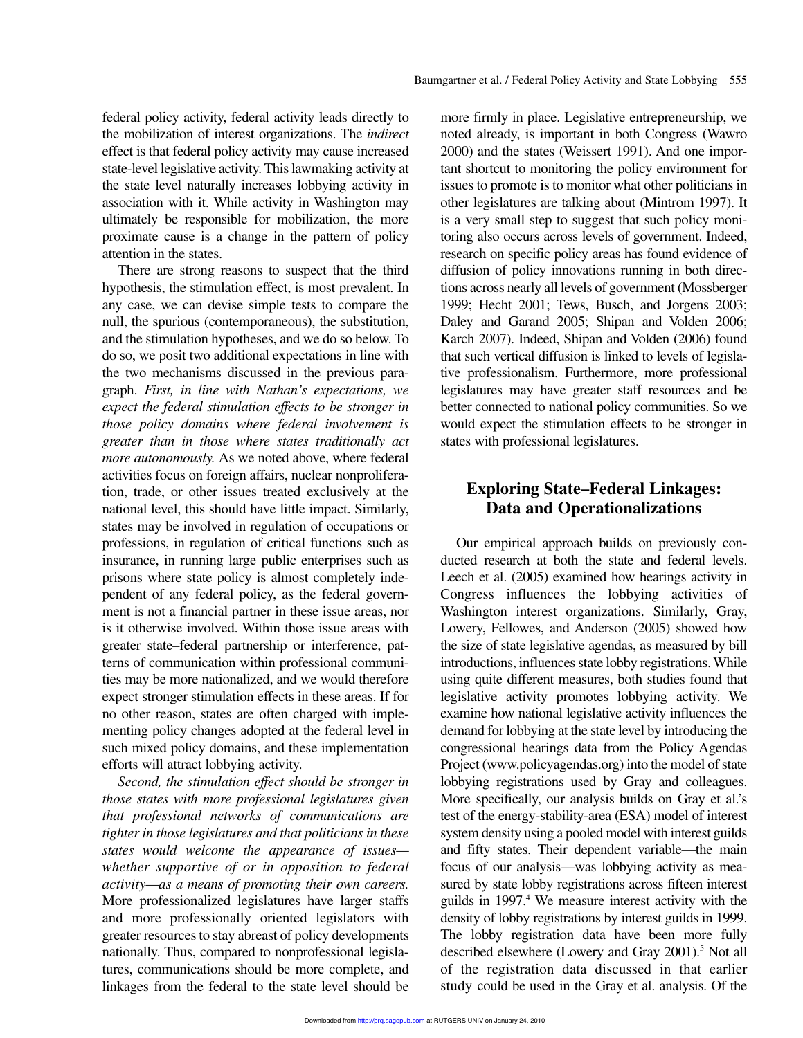federal policy activity, federal activity leads directly to the mobilization of interest organizations. The *indirect* effect is that federal policy activity may cause increased state-level legislative activity. This lawmaking activity at the state level naturally increases lobbying activity in association with it. While activity in Washington may ultimately be responsible for mobilization, the more proximate cause is a change in the pattern of policy attention in the states.

There are strong reasons to suspect that the third hypothesis, the stimulation effect, is most prevalent. In any case, we can devise simple tests to compare the null, the spurious (contemporaneous), the substitution, and the stimulation hypotheses, and we do so below. To do so, we posit two additional expectations in line with the two mechanisms discussed in the previous paragraph. *First, in line with Nathan's expectations, we expect the federal stimulation effects to be stronger in those policy domains where federal involvement is greater than in those where states traditionally act more autonomously.* As we noted above, where federal activities focus on foreign affairs, nuclear nonproliferation, trade, or other issues treated exclusively at the national level, this should have little impact. Similarly, states may be involved in regulation of occupations or professions, in regulation of critical functions such as insurance, in running large public enterprises such as prisons where state policy is almost completely independent of any federal policy, as the federal government is not a financial partner in these issue areas, nor is it otherwise involved. Within those issue areas with greater state–federal partnership or interference, patterns of communication within professional communities may be more nationalized, and we would therefore expect stronger stimulation effects in these areas. If for no other reason, states are often charged with implementing policy changes adopted at the federal level in such mixed policy domains, and these implementation efforts will attract lobbying activity.

*Second, the stimulation effect should be stronger in those states with more professional legislatures given that professional networks of communications are tighter in those legislatures and that politicians in these states would welcome the appearance of issues—whether supportive of or in opposition to federal activity—as a means of promoting their own careers.* More professionalized legislatures have larger staffs and more professionally oriented legislators with greater resources to stay abreast of policy developments nationally. Thus, compared to nonprofessional legislatures, communications should be more complete, and linkages from the federal to the state level should be more firmly in place. Legislative entrepreneurship, we noted already, is important in both Congress (Wawro 2000) and the states (Weissert 1991). And one important shortcut to monitoring the policy environment for issues to promote is to monitor what other politicians in other legislatures are talking about (Mintrom 1997). It is a very small step to suggest that such policy monitoring also occurs across levels of government. Indeed, research on specific policy areas has found evidence of diffusion of policy innovations running in both directions across nearly all levels of government (Mossberger 1999; Hecht 2001; Tews, Busch, and Jorgens 2003; Daley and Garand 2005; Shipan and Volden 2006; Karch 2007). Indeed, Shipan and Volden (2006) found that such vertical diffusion is linked to levels of legislative professionalism. Furthermore, more professional legislatures may have greater staff resources and be better connected to national policy communities. So we would expect the stimulation effects to be stronger in states with professional legislatures.

## Exploring State–Federal Linkages: Data and Operationalizations

Our empirical approach builds on previously conducted research at both the state and federal levels. Leech et al. (2005) examined how hearings activity in Congress influences the lobbying activities of Washington interest organizations. Similarly, Gray, Lowery, Fellowes, and Anderson (2005) showed how the size of state legislative agendas, as measured by bill introductions, influences state lobby registrations. While using quite different measures, both studies found that legislative activity promotes lobbying activity. We examine how national legislative activity influences the demand for lobbying at the state level by introducing the congressional hearings data from the Policy Agendas Project (www.policyagendas.org) into the model of state lobbying registrations used by Gray and colleagues. More specifically, our analysis builds on Gray et al.'s test of the energy-stability-area (ESA) model of interest system density using a pooled model with interest guilds and fifty states. Their dependent variable—the main focus of our analysis—was lobbying activity as measured by state lobby registrations across fifteen interest guilds in 1997.[4] We measure interest activity with the density of lobby registrations by interest guilds in 1999. The lobby registration data have been more fully described elsewhere (Lowery and Gray 2001).[5] Not all of the registration data discussed in that earlier study could be used in the Gray et al. analysis. Of the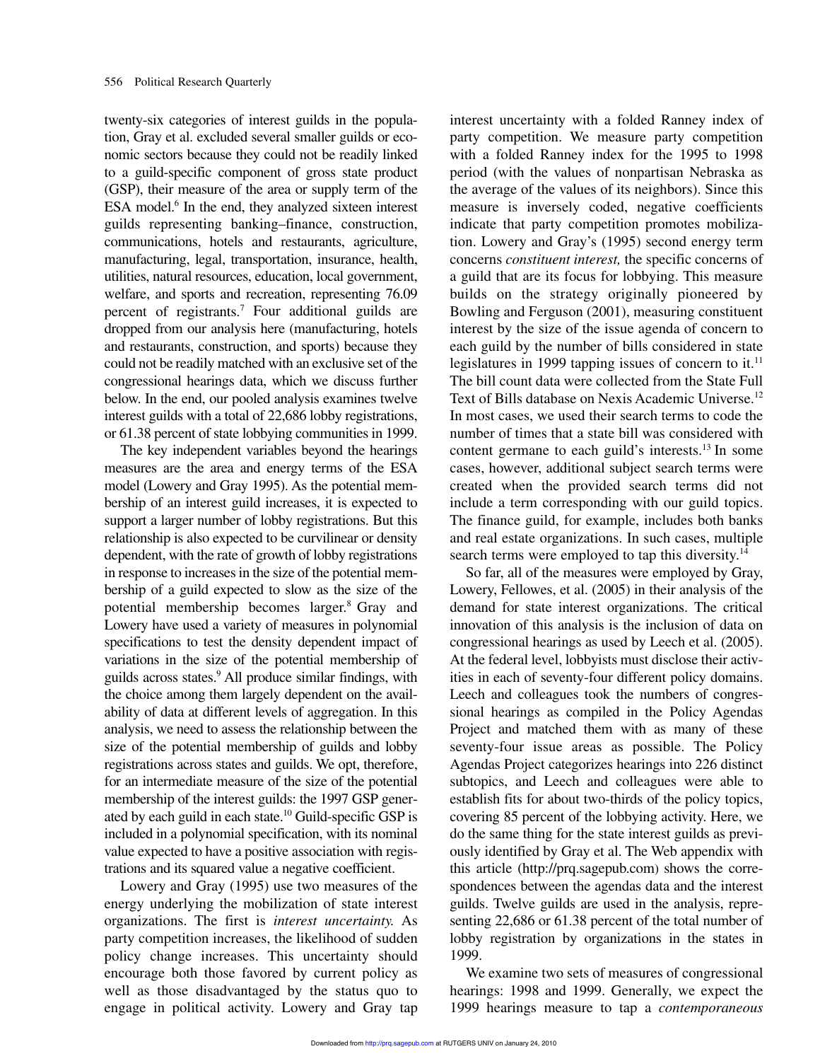twenty-six categories of interest guilds in the population, Gray et al. excluded several smaller guilds or economic sectors because they could not be readily linked to a guild-specific component of gross state product (GSP), their measure of the area or supply term of the ESA model.[6] In the end, they analyzed sixteen interest guilds representing banking–finance, construction, communications, hotels and restaurants, agriculture, manufacturing, legal, transportation, insurance, health, utilities, natural resources, education, local government, welfare, and sports and recreation, representing 76.09 percent of registrants.[7] Four additional guilds are dropped from our analysis here (manufacturing, hotels and restaurants, construction, and sports) because they could not be readily matched with an exclusive set of the congressional hearings data, which we discuss further below. In the end, our pooled analysis examines twelve interest guilds with a total of 22,686 lobby registrations, or 61.38 percent of state lobbying communities in 1999.

The key independent variables beyond the hearings measures are the area and energy terms of the ESA model (Lowery and Gray 1995). As the potential membership of an interest guild increases, it is expected to support a larger number of lobby registrations. But this relationship is also expected to be curvilinear or density dependent, with the rate of growth of lobby registrations in response to increases in the size of the potential membership of a guild expected to slow as the size of the potential membership becomes larger.[8] Gray and Lowery have used a variety of measures in polynomial specifications to test the density dependent impact of variations in the size of the potential membership of guilds across states.[9] All produce similar findings, with the choice among them largely dependent on the availability of data at different levels of aggregation. In this analysis, we need to assess the relationship between the size of the potential membership of guilds and lobby registrations across states and guilds. We opt, therefore, for an intermediate measure of the size of the potential membership of the interest guilds: the 1997 GSP generated by each guild in each state.[10] Guild-specific GSP is included in a polynomial specification, with its nominal value expected to have a positive association with registrations and its squared value a negative coefficient.

Lowery and Gray (1995) use two measures of the energy underlying the mobilization of state interest organizations. The first is *interest uncertainty.* As party competition increases, the likelihood of sudden policy change increases. This uncertainty should encourage both those favored by current policy as well as those disadvantaged by the status quo to engage in political activity. Lowery and Gray tap interest uncertainty with a folded Ranney index of party competition. We measure party competition with a folded Ranney index for the 1995 to 1998 period (with the values of nonpartisan Nebraska as the average of the values of its neighbors). Since this measure is inversely coded, negative coefficients indicate that party competition promotes mobilization. Lowery and Gray's (1995) second energy term concerns *constituent interest,* the specific concerns of a guild that are its focus for lobbying. This measure builds on the strategy originally pioneered by Bowling and Ferguson (2001), measuring constituent interest by the size of the issue agenda of concern to each guild by the number of bills considered in state legislatures in 1999 tapping issues of concern to it.[11] The bill count data were collected from the State Full Text of Bills database on Nexis Academic Universe.[12] In most cases, we used their search terms to code the number of times that a state bill was considered with content germane to each guild's interests.[13] In some cases, however, additional subject search terms were created when the provided search terms did not include a term corresponding with our guild topics. The finance guild, for example, includes both banks and real estate organizations. In such cases, multiple search terms were employed to tap this diversity.[14]

So far, all of the measures were employed by Gray, Lowery, Fellowes, et al. (2005) in their analysis of the demand for state interest organizations. The critical innovation of this analysis is the inclusion of data on congressional hearings as used by Leech et al. (2005). At the federal level, lobbyists must disclose their activities in each of seventy-four different policy domains. Leech and colleagues took the numbers of congressional hearings as compiled in the Policy Agendas Project and matched them with as many of these seventy-four issue areas as possible. The Policy Agendas Project categorizes hearings into 226 distinct subtopics, and Leech and colleagues were able to establish fits for about two-thirds of the policy topics, covering 85 percent of the lobbying activity. Here, we do the same thing for the state interest guilds as previously identified by Gray et al. The Web appendix with this article (http://prq.sagepub.com) shows the correspondences between the agendas data and the interest guilds. Twelve guilds are used in the analysis, representing 22,686 or 61.38 percent of the total number of lobby registration by organizations in the states in 1999.

We examine two sets of measures of congressional hearings: 1998 and 1999. Generally, we expect the 1999 hearings measure to tap a *contemporaneous*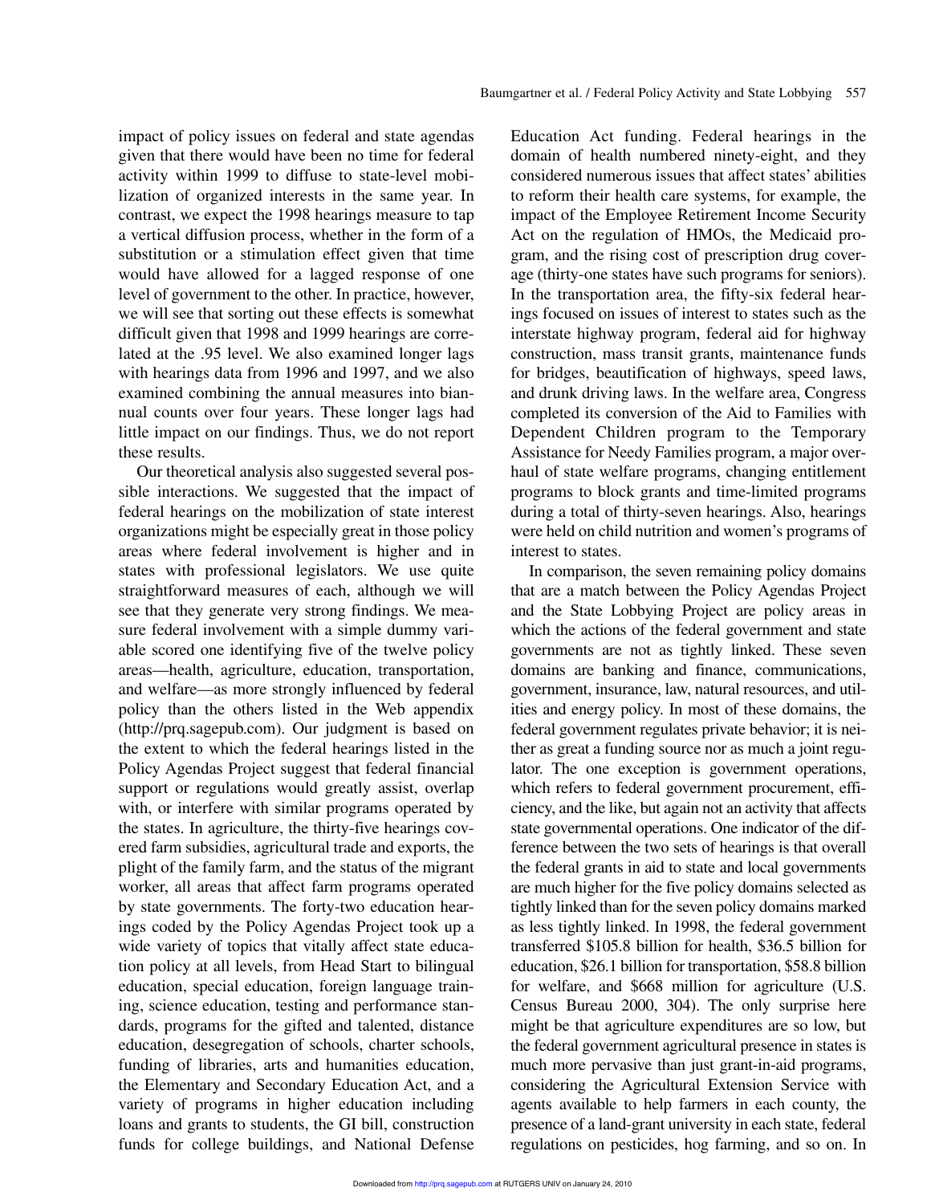impact of policy issues on federal and state agendas given that there would have been no time for federal activity within 1999 to diffuse to state-level mobilization of organized interests in the same year. In contrast, we expect the 1998 hearings measure to tap a vertical diffusion process, whether in the form of a substitution or a stimulation effect given that time would have allowed for a lagged response of one level of government to the other. In practice, however, we will see that sorting out these effects is somewhat difficult given that 1998 and 1999 hearings are correlated at the .95 level. We also examined longer lags with hearings data from 1996 and 1997, and we also examined combining the annual measures into biannual counts over four years. These longer lags had little impact on our findings. Thus, we do not report these results.

Our theoretical analysis also suggested several possible interactions. We suggested that the impact of federal hearings on the mobilization of state interest organizations might be especially great in those policy areas where federal involvement is higher and in states with professional legislators. We use quite straightforward measures of each, although we will see that they generate very strong findings. We measure federal involvement with a simple dummy variable scored one identifying five of the twelve policy areas—health, agriculture, education, transportation, and welfare—as more strongly influenced by federal policy than the others listed in the Web appendix (http://prq.sagepub.com). Our judgment is based on the extent to which the federal hearings listed in the Policy Agendas Project suggest that federal financial support or regulations would greatly assist, overlap with, or interfere with similar programs operated by the states. In agriculture, the thirty-five hearings covered farm subsidies, agricultural trade and exports, the plight of the family farm, and the status of the migrant worker, all areas that affect farm programs operated by state governments. The forty-two education hearings coded by the Policy Agendas Project took up a wide variety of topics that vitally affect state education policy at all levels, from Head Start to bilingual education, special education, foreign language training, science education, testing and performance standards, programs for the gifted and talented, distance education, desegregation of schools, charter schools, funding of libraries, arts and humanities education, the Elementary and Secondary Education Act, and a variety of programs in higher education including loans and grants to students, the GI bill, construction funds for college buildings, and National Defense Education Act funding. Federal hearings in the domain of health numbered ninety-eight, and they considered numerous issues that affect states' abilities to reform their health care systems, for example, the impact of the Employee Retirement Income Security Act on the regulation of HMOs, the Medicaid program, and the rising cost of prescription drug coverage (thirty-one states have such programs for seniors). In the transportation area, the fifty-six federal hearings focused on issues of interest to states such as the interstate highway program, federal aid for highway construction, mass transit grants, maintenance funds for bridges, beautification of highways, speed laws, and drunk driving laws. In the welfare area, Congress completed its conversion of the Aid to Families with Dependent Children program to the Temporary Assistance for Needy Families program, a major overhaul of state welfare programs, changing entitlement programs to block grants and time-limited programs during a total of thirty-seven hearings. Also, hearings were held on child nutrition and women's programs of interest to states.

In comparison, the seven remaining policy domains that are a match between the Policy Agendas Project and the State Lobbying Project are policy areas in which the actions of the federal government and state governments are not as tightly linked. These seven domains are banking and finance, communications, government, insurance, law, natural resources, and utilities and energy policy. In most of these domains, the federal government regulates private behavior; it is neither as great a funding source nor as much a joint regulator. The one exception is government operations, which refers to federal government procurement, efficiency, and the like, but again not an activity that affects state governmental operations. One indicator of the difference between the two sets of hearings is that overall the federal grants in aid to state and local governments are much higher for the five policy domains selected as tightly linked than for the seven policy domains marked as less tightly linked. In 1998, the federal government transferred \$105.8 billion for health, \$36.5 billion for education, \$26.1 billion for transportation, \$58.8 billion for welfare, and \$668 million for agriculture (U.S. Census Bureau 2000, 304). The only surprise here might be that agriculture expenditures are so low, but the federal government agricultural presence in states is much more pervasive than just grant-in-aid programs, considering the Agricultural Extension Service with agents available to help farmers in each county, the presence of a land-grant university in each state, federal regulations on pesticides, hog farming, and so on. In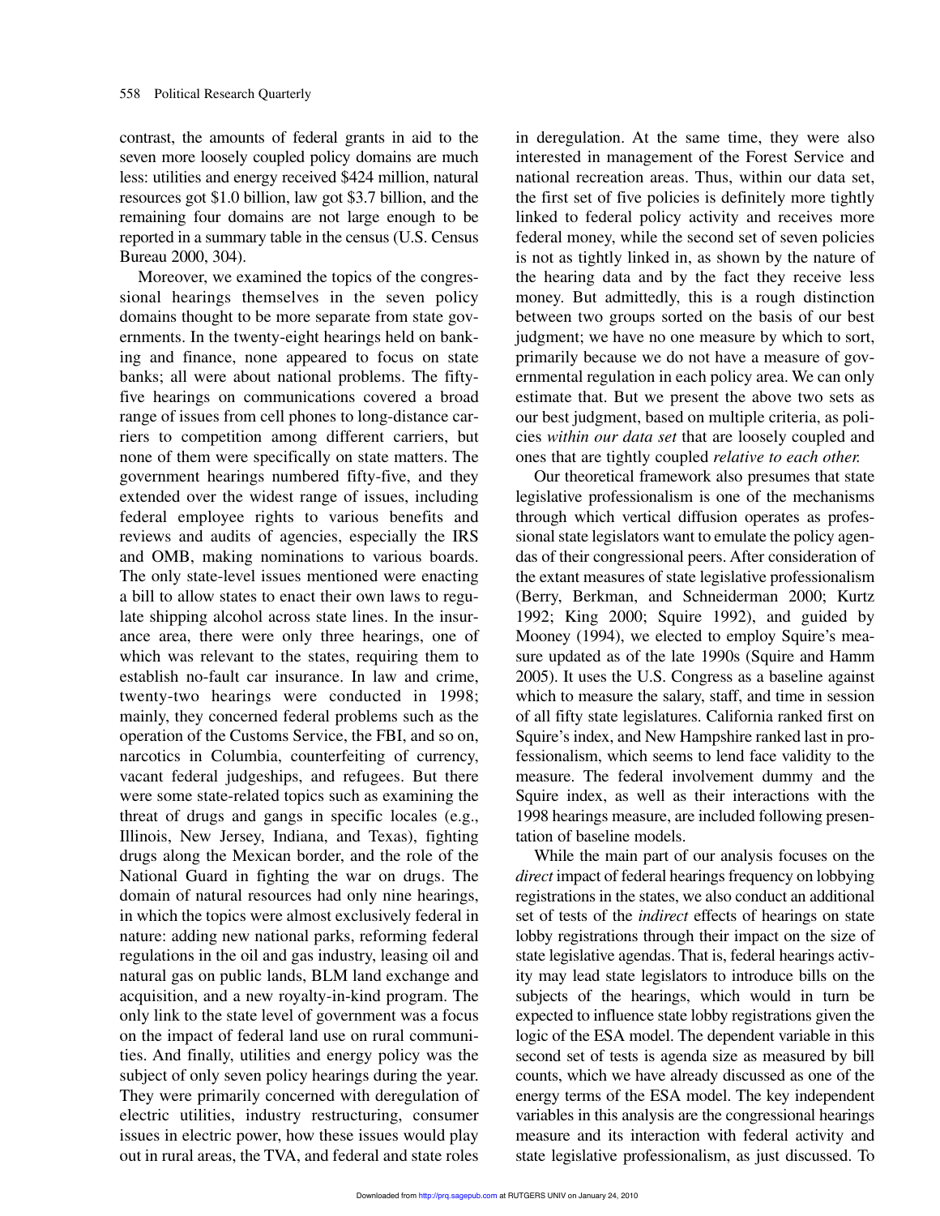contrast, the amounts of federal grants in aid to the seven more loosely coupled policy domains are much less: utilities and energy received $424 million, natural resources got $1.0 billion, law got $3.7 billion, and the remaining four domains are not large enough to be reported in a summary table in the census (U.S. Census Bureau 2000, 304).

Moreover, we examined the topics of the congressional hearings themselves in the seven policy domains thought to be more separate from state governments. In the twenty-eight hearings held on banking and finance, none appeared to focus on state banks; all were about national problems. The fifty-five hearings on communications covered a broad range of issues from cell phones to long-distance carriers to competition among different carriers, but none of them were specifically on state matters. The government hearings numbered fifty-five, and they extended over the widest range of issues, including federal employee rights to various benefits and reviews and audits of agencies, especially the IRS and OMB, making nominations to various boards. The only state-level issues mentioned were enacting a bill to allow states to enact their own laws to regulate shipping alcohol across state lines. In the insurance area, there were only three hearings, one of which was relevant to the states, requiring them to establish no-fault car insurance. In law and crime, twenty-two hearings were conducted in 1998; mainly, they concerned federal problems such as the operation of the Customs Service, the FBI, and so on, narcotics in Columbia, counterfeiting of currency, vacant federal judgeships, and refugees. But there were some state-related topics such as examining the threat of drugs and gangs in specific locales (e.g., Illinois, New Jersey, Indiana, and Texas), fighting drugs along the Mexican border, and the role of the National Guard in fighting the war on drugs. The domain of natural resources had only nine hearings, in which the topics were almost exclusively federal in nature: adding new national parks, reforming federal regulations in the oil and gas industry, leasing oil and natural gas on public lands, BLM land exchange and acquisition, and a new royalty-in-kind program. The only link to the state level of government was a focus on the impact of federal land use on rural communities. And finally, utilities and energy policy was the subject of only seven policy hearings during the year. They were primarily concerned with deregulation of electric utilities, industry restructuring, consumer issues in electric power, how these issues would play out in rural areas, the TVA, and federal and state roles in deregulation. At the same time, they were also interested in management of the Forest Service and national recreation areas. Thus, within our data set, the first set of five policies is definitely more tightly linked to federal policy activity and receives more federal money, while the second set of seven policies is not as tightly linked in, as shown by the nature of the hearing data and by the fact they receive less money. But admittedly, this is a rough distinction between two groups sorted on the basis of our best judgment; we have no one measure by which to sort, primarily because we do not have a measure of governmental regulation in each policy area. We can only estimate that. But we present the above two sets as our best judgment, based on multiple criteria, as policies *within our data set* that are loosely coupled and ones that are tightly coupled *relative to each other.*

Our theoretical framework also presumes that state legislative professionalism is one of the mechanisms through which vertical diffusion operates as professional state legislators want to emulate the policy agendas of their congressional peers. After consideration of the extant measures of state legislative professionalism (Berry, Berkman, and Schneiderman 2000; Kurtz 1992; King 2000; Squire 1992), and guided by Mooney (1994), we elected to employ Squire's measure updated as of the late 1990s (Squire and Hamm 2005). It uses the U.S. Congress as a baseline against which to measure the salary, staff, and time in session of all fifty state legislatures. California ranked first on Squire's index, and New Hampshire ranked last in professionalism, which seems to lend face validity to the measure. The federal involvement dummy and the Squire index, as well as their interactions with the 1998 hearings measure, are included following presentation of baseline models.

While the main part of our analysis focuses on the *direct* impact of federal hearings frequency on lobbying registrations in the states, we also conduct an additional set of tests of the *indirect* effects of hearings on state lobby registrations through their impact on the size of state legislative agendas. That is, federal hearings activity may lead state legislators to introduce bills on the subjects of the hearings, which would in turn be expected to influence state lobby registrations given the logic of the ESA model. The dependent variable in this second set of tests is agenda size as measured by bill counts, which we have already discussed as one of the energy terms of the ESA model. The key independent variables in this analysis are the congressional hearings measure and its interaction with federal activity and state legislative professionalism, as just discussed. To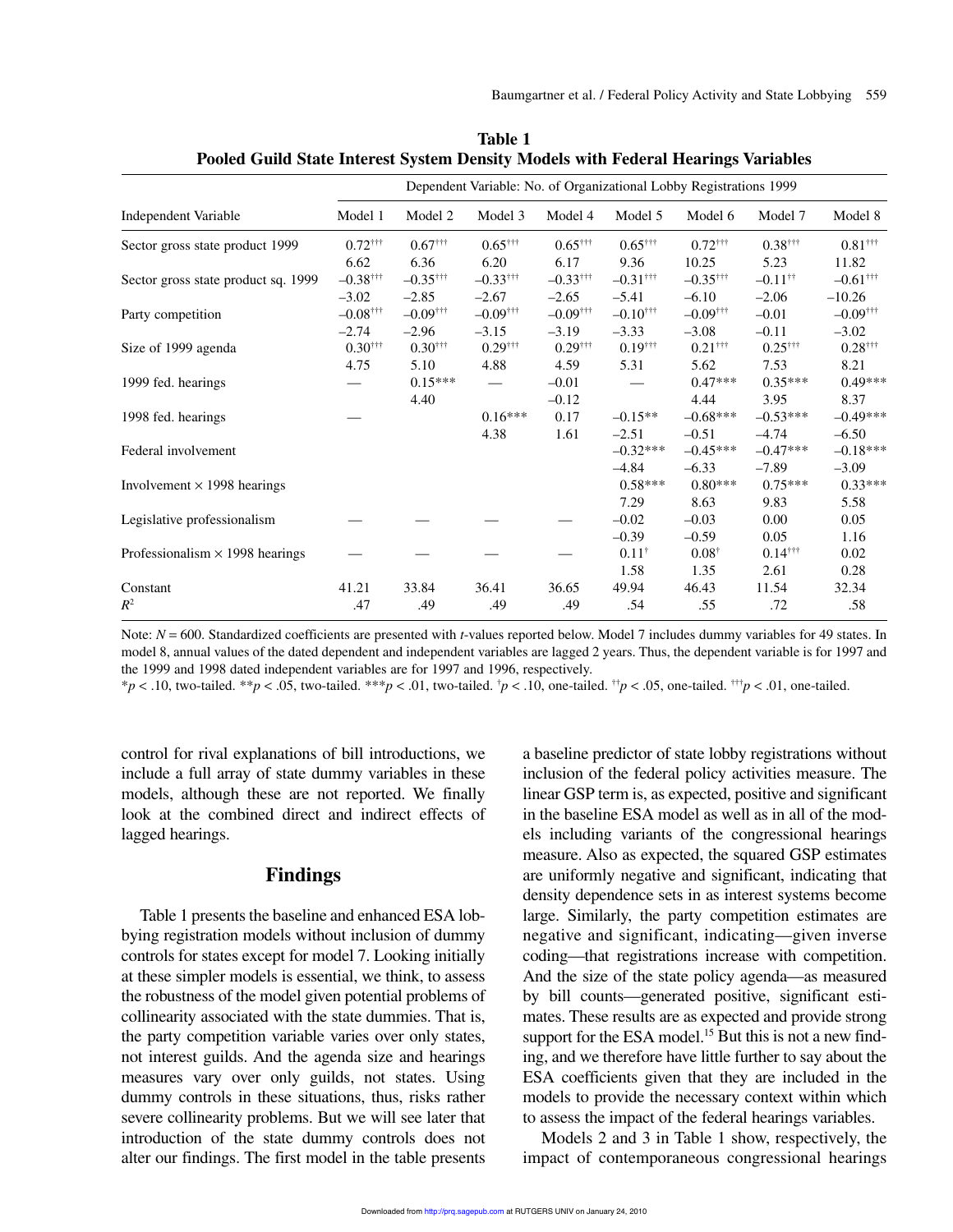**Table 1**
**Pooled Guild State Interest System Density Models with Federal Hearings Variables**

| | Dependent Variable: No. of Organizational Lobby Registrations 1999 | | | | | | | |
|---|---|---|---|---|---|---|---|---|
| Independent Variable | Model 1 | Model 2 | Model 3 | Model 4 | Model 5 | Model 6 | Model 7 | Model 8 |
| Sector gross state product 1999 | 0.72††† | 0.67††† | 0.65††† | 0.65††† | 0.65††† | 0.72††† | 0.38††† | 0.81††† |
| | 6.62 | 6.36 | 6.20 | 6.17 | 9.36 | 10.25 | 5.23 | 11.82 |
| Sector gross state product sq. 1999 | –0.38††† | –0.35††† | –0.33††† | –0.33††† | –0.31††† | –0.35††† | –0.11†† | –0.61††† |
| | –3.02 | –2.85 | –2.67 | –2.65 | –5.41 | –6.10 | –2.06 | –10.26 |
| Party competition | –0.08††† | –0.09††† | –0.09††† | –0.09††† | –0.10††† | –0.09††† | –0.01 | –0.09††† |
| | –2.74 | –2.96 | –3.15 | –3.19 | –3.33 | –3.08 | –0.11 | –3.02 |
| Size of 1999 agenda | 0.30††† | 0.30††† | 0.29††† | 0.29††† | 0.19††† | 0.21††† | 0.25††† | 0.28††† |
| | 4.75 | 5.10 | 4.88 | 4.59 | 5.31 | 5.62 | 7.53 | 8.21 |
| 1999 fed. hearings | — | 0.15*** | — | –0.01 | — | 0.47*** | 0.35*** | 0.49*** |
| | | 4.40 | | –0.12 | | 4.44 | 3.95 | 8.37 |
| 1998 fed. hearings | — | | 0.16*** | 0.17 | –0.15** | –0.68*** | –0.53*** | –0.49*** |
| | | | 4.38 | 1.61 | –2.51 | –0.51 | –4.74 | –6.50 |
| Federal involvement | | | | | –0.32*** | –0.45*** | –0.47*** | –0.18*** |
| | | | | | –4.84 | –6.33 | –7.89 | –3.09 |
| Involvement × 1998 hearings | | | | | 0.58*** | 0.80*** | 0.75*** | 0.33*** |
| | | | | | 7.29 | 8.63 | 9.83 | 5.58 |
| Legislative professionalism | — | — | — | — | –0.02 | –0.03 | 0.00 | 0.05 |
| | | | | | –0.39 | –0.59 | 0.05 | 1.16 |
| Professionalism × 1998 hearings | — | — | — | — | 0.11† | 0.08† | 0.14††† | 0.02 |
| | | | | | 1.58 | 1.35 | 2.61 | 0.28 |
| Constant | 41.21 | 33.84 | 36.41 | 36.65 | 49.94 | 46.43 | 11.54 | 32.34 |
| $R^2$ | .47 | .49 | .49 | .49 | .54 | .55 | .72 | .58 |

Note: $N = 600$. Standardized coefficients are presented with $t$-values reported below. Model 7 includes dummy variables for 49 states. In model 8, annual values of the dated dependent and independent variables are lagged 2 years. Thus, the dependent variable is for 1997 and the 1999 and 1998 dated independent variables are for 1997 and 1996, respectively.
*$p < .10$, two-tailed. **$p < .05$, two-tailed. ***$p < .01$, two-tailed. †$p < .10$, one-tailed. ††$p < .05$, one-tailed. †††$p < .01$, one-tailed.

control for rival explanations of bill introductions, we include a full array of state dummy variables in these models, although these are not reported. We finally look at the combined direct and indirect effects of lagged hearings.

## Findings

Table 1 presents the baseline and enhanced ESA lobbying registration models without inclusion of dummy controls for states except for model 7. Looking initially at these simpler models is essential, we think, to assess the robustness of the model given potential problems of collinearity associated with the state dummies. That is, the party competition variable varies over only states, not interest guilds. And the agenda size and hearings measures vary over only guilds, not states. Using dummy controls in these situations, thus, risks rather severe collinearity problems. But we will see later that introduction of the state dummy controls does not alter our findings. The first model in the table presents a baseline predictor of state lobby registrations without inclusion of the federal policy activities measure. The linear GSP term is, as expected, positive and significant in the baseline ESA model as well as in all of the models including variants of the congressional hearings measure. Also as expected, the squared GSP estimates are uniformly negative and significant, indicating that density dependence sets in as interest systems become large. Similarly, the party competition estimates are negative and significant, indicating—given inverse coding—that registrations increase with competition. And the size of the state policy agenda—as measured by bill counts—generated positive, significant estimates. These results are as expected and provide strong support for the ESA model.[15] But this is not a new finding, and we therefore have little further to say about the ESA coefficients given that they are included in the models to provide the necessary context within which to assess the impact of the federal hearings variables.

Models 2 and 3 in Table 1 show, respectively, the impact of contemporaneous congressional hearings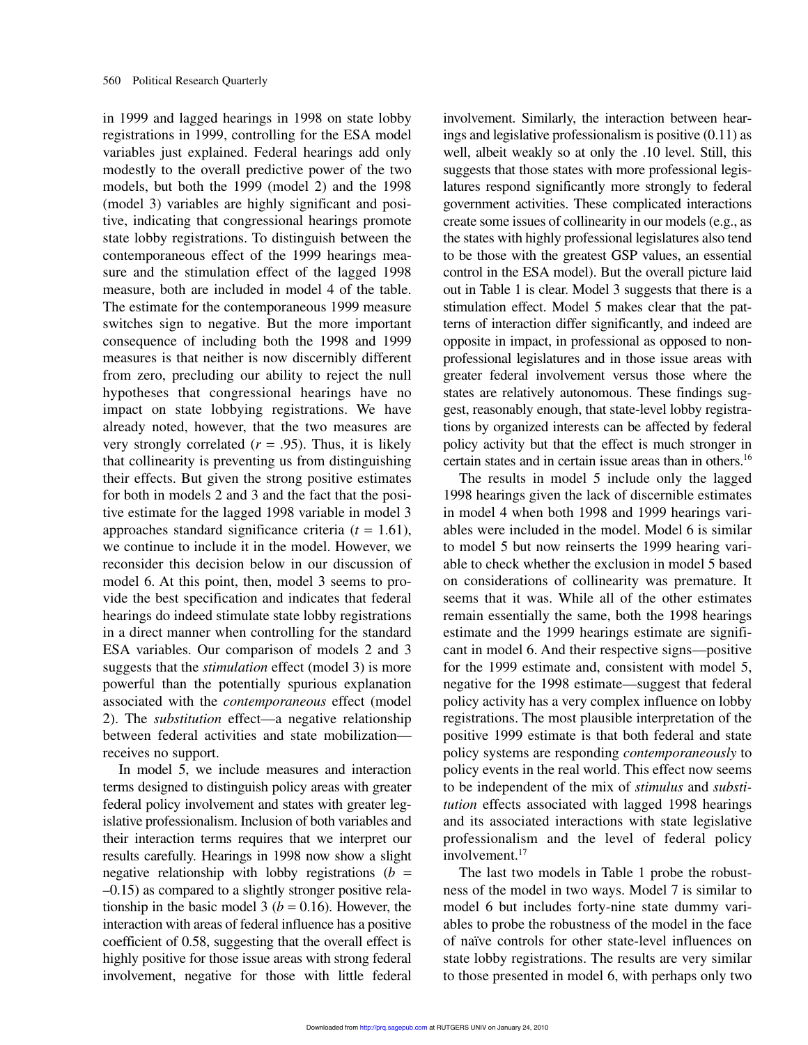in 1999 and lagged hearings in 1998 on state lobby registrations in 1999, controlling for the ESA model variables just explained. Federal hearings add only modestly to the overall predictive power of the two models, but both the 1999 (model 2) and the 1998 (model 3) variables are highly significant and positive, indicating that congressional hearings promote state lobby registrations. To distinguish between the contemporaneous effect of the 1999 hearings measure and the stimulation effect of the lagged 1998 measure, both are included in model 4 of the table. The estimate for the contemporaneous 1999 measure switches sign to negative. But the more important consequence of including both the 1998 and 1999 measures is that neither is now discernibly different from zero, precluding our ability to reject the null hypotheses that congressional hearings have no impact on state lobbying registrations. We have already noted, however, that the two measures are very strongly correlated ($r$ = .95). Thus, it is likely that collinearity is preventing us from distinguishing their effects. But given the strong positive estimates for both in models 2 and 3 and the fact that the positive estimate for the lagged 1998 variable in model 3 approaches standard significance criteria ($t$ = 1.61), we continue to include it in the model. However, we reconsider this decision below in our discussion of model 6. At this point, then, model 3 seems to provide the best specification and indicates that federal hearings do indeed stimulate state lobby registrations in a direct manner when controlling for the standard ESA variables. Our comparison of models 2 and 3 suggests that the *stimulation* effect (model 3) is more powerful than the potentially spurious explanation associated with the *contemporaneous* effect (model 2). The *substitution* effect—a negative relationship between federal activities and state mobilization—receives no support.

In model 5, we include measures and interaction terms designed to distinguish policy areas with greater federal policy involvement and states with greater legislative professionalism. Inclusion of both variables and their interaction terms requires that we interpret our results carefully. Hearings in 1998 now show a slight negative relationship with lobby registrations ($b$ = –0.15) as compared to a slightly stronger positive relationship in the basic model 3 ($b$ = 0.16). However, the interaction with areas of federal influence has a positive coefficient of 0.58, suggesting that the overall effect is highly positive for those issue areas with strong federal involvement, negative for those with little federal involvement. Similarly, the interaction between hearings and legislative professionalism is positive (0.11) as well, albeit weakly so at only the .10 level. Still, this suggests that those states with more professional legislatures respond significantly more strongly to federal government activities. These complicated interactions create some issues of collinearity in our models (e.g., as the states with highly professional legislatures also tend to be those with the greatest GSP values, an essential control in the ESA model). But the overall picture laid out in Table 1 is clear. Model 3 suggests that there is a stimulation effect. Model 5 makes clear that the patterns of interaction differ significantly, and indeed are opposite in impact, in professional as opposed to nonprofessional legislatures and in those issue areas with greater federal involvement versus those where the states are relatively autonomous. These findings suggest, reasonably enough, that state-level lobby registrations by organized interests can be affected by federal policy activity but that the effect is much stronger in certain states and in certain issue areas than in others.[16]

The results in model 5 include only the lagged 1998 hearings given the lack of discernible estimates in model 4 when both 1998 and 1999 hearings variables were included in the model. Model 6 is similar to model 5 but now reinserts the 1999 hearing variable to check whether the exclusion in model 5 based on considerations of collinearity was premature. It seems that it was. While all of the other estimates remain essentially the same, both the 1998 hearings estimate and the 1999 hearings estimate are significant in model 6. And their respective signs—positive for the 1999 estimate and, consistent with model 5, negative for the 1998 estimate—suggest that federal policy activity has a very complex influence on lobby registrations. The most plausible interpretation of the positive 1999 estimate is that both federal and state policy systems are responding *contemporaneously* to policy events in the real world. This effect now seems to be independent of the mix of *stimulus* and *substitution* effects associated with lagged 1998 hearings and its associated interactions with state legislative professionalism and the level of federal policy involvement.[17]

The last two models in Table 1 probe the robustness of the model in two ways. Model 7 is similar to model 6 but includes forty-nine state dummy variables to probe the robustness of the model in the face of naïve controls for other state-level influences on state lobby registrations. The results are very similar to those presented in model 6, with perhaps only two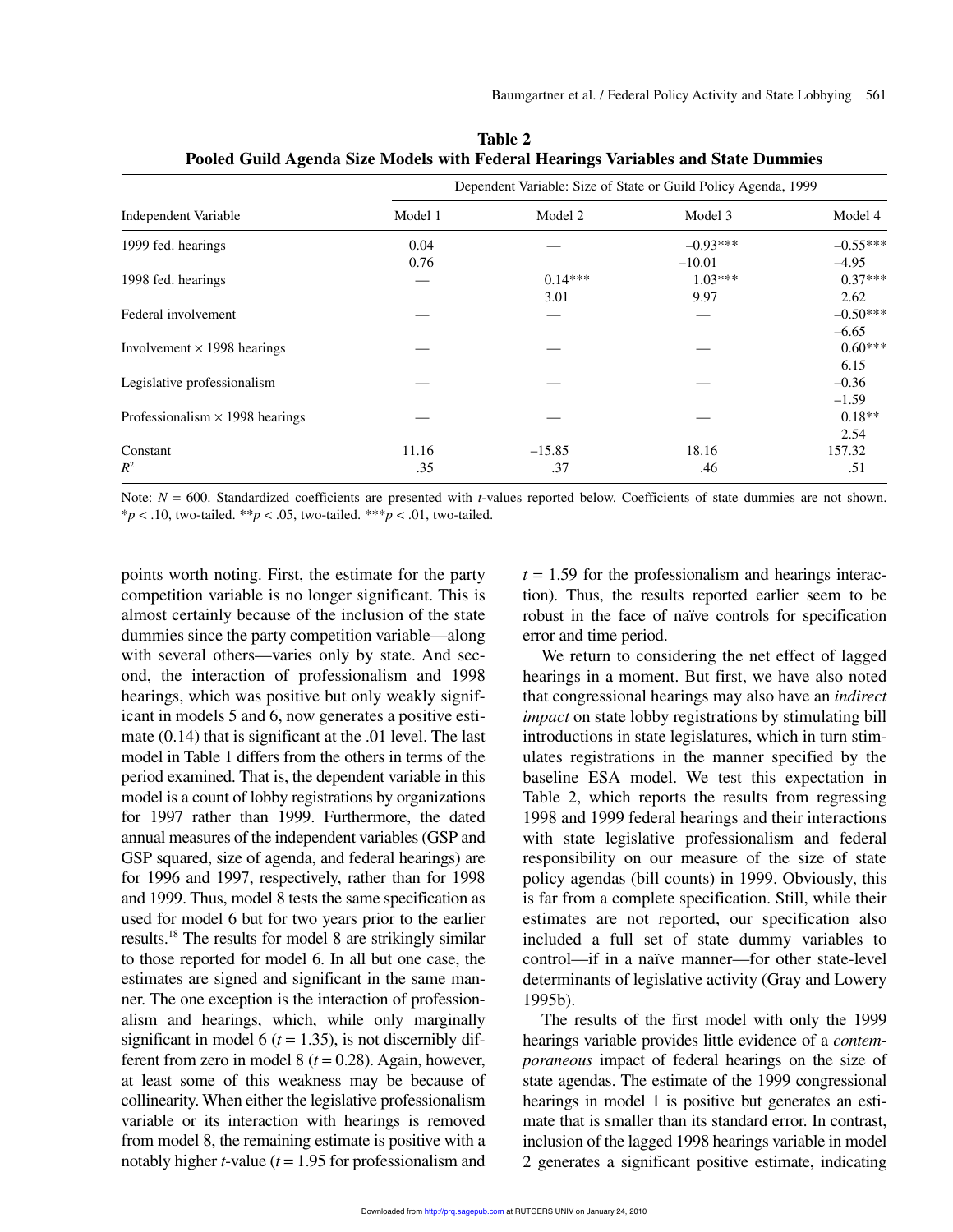**Table 2**
**Pooled Guild Agenda Size Models with Federal Hearings Variables and State Dummies**

| Independent Variable | Dependent Variable: Size of State or Guild Policy Agenda, 1999 | | | |
|---|---|---|---|---|
| | Model 1 | Model 2 | Model 3 | Model 4 |
| 1999 fed. hearings | 0.04 | — | –0.93*** | –0.55*** |
| | 0.76 | | –10.01 | –4.95 |
| 1998 fed. hearings | — | 0.14*** | 1.03*** | 0.37*** |
| | | 3.01 | 9.97 | 2.62 |
| Federal involvement | — | — | — | –0.50*** |
| | | | | –6.65 |
| Involvement × 1998 hearings | — | — | — | 0.60*** |
| | | | | 6.15 |
| Legislative professionalism | — | — | — | –0.36 |
| | | | | –1.59 |
| Professionalism × 1998 hearings | — | — | — | 0.18** |
| | | | | 2.54 |
| Constant | 11.16 | –15.85 | 18.16 | 157.32 |
| $R^2$ | .35 | .37 | .46 | .51 |

Note: $N$ = 600. Standardized coefficients are presented with *t*-values reported below. Coefficients of state dummies are not shown. $*p < .10$, two-tailed. $**p < .05$, two-tailed. $***p < .01$, two-tailed.

points worth noting. First, the estimate for the party competition variable is no longer significant. This is almost certainly because of the inclusion of the state dummies since the party competition variable—along with several others—varies only by state. And second, the interaction of professionalism and 1998 hearings, which was positive but only weakly significant in models 5 and 6, now generates a positive estimate (0.14) that is significant at the .01 level. The last model in Table 1 differs from the others in terms of the period examined. That is, the dependent variable in this model is a count of lobby registrations by organizations for 1997 rather than 1999. Furthermore, the dated annual measures of the independent variables (GSP and GSP squared, size of agenda, and federal hearings) are for 1996 and 1997, respectively, rather than for 1998 and 1999. Thus, model 8 tests the same specification as used for model 6 but for two years prior to the earlier results.[18] The results for model 8 are strikingly similar to those reported for model 6. In all but one case, the estimates are signed and significant in the same manner. The one exception is the interaction of professionalism and hearings, which, while only marginally significant in model 6 ($t = 1.35$), is not discernibly different from zero in model 8 ($t = 0.28$). Again, however, at least some of this weakness may be because of collinearity. When either the legislative professionalism variable or its interaction with hearings is removed from model 8, the remaining estimate is positive with a notably higher *t*-value ($t = 1.95$ for professionalism and $t = 1.59$ for the professionalism and hearings interaction). Thus, the results reported earlier seem to be robust in the face of naïve controls for specification error and time period.

We return to considering the net effect of lagged hearings in a moment. But first, we have also noted that congressional hearings may also have an *indirect impact* on state lobby registrations by stimulating bill introductions in state legislatures, which in turn stimulates registrations in the manner specified by the baseline ESA model. We test this expectation in Table 2, which reports the results from regressing 1998 and 1999 federal hearings and their interactions with state legislative professionalism and federal responsibility on our measure of the size of state policy agendas (bill counts) in 1999. Obviously, this is far from a complete specification. Still, while their estimates are not reported, our specification also included a full set of state dummy variables to control—if in a naïve manner—for other state-level determinants of legislative activity (Gray and Lowery 1995b).

The results of the first model with only the 1999 hearings variable provides little evidence of a *contemporaneous* impact of federal hearings on the size of state agendas. The estimate of the 1999 congressional hearings in model 1 is positive but generates an estimate that is smaller than its standard error. In contrast, inclusion of the lagged 1998 hearings variable in model 2 generates a significant positive estimate, indicating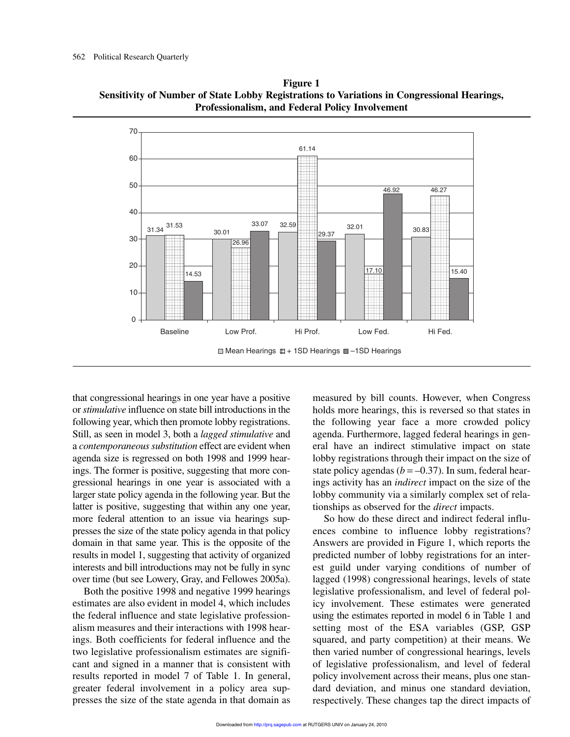**Figure 1**
**Sensitivity of Number of State Lobby Registrations to Variations in Congressional Hearings, Professionalism, and Federal Policy Involvement**

| | Mean Hearings | + 1SD Hearings | –1SD Hearings |
|---|---|---|---|
| Baseline | 31.34 | 31.53 | 14.53 |
| Low Prof. | 30.01 | 26.96 | 33.07 |
| Hi Prof. | 32.59 | 61.14 | 29.37 |
| Low Fed. | 32.01 | 17.10 | 46.92 |
| Hi Fed. | 30.83 | 46.27 | 15.40 |

that congressional hearings in one year have a positive or *stimulative* influence on state bill introductions in the following year, which then promote lobby registrations. Still, as seen in model 3, both a *lagged stimulative* and a *contemporaneous substitution* effect are evident when agenda size is regressed on both 1998 and 1999 hearings. The former is positive, suggesting that more congressional hearings in one year is associated with a larger state policy agenda in the following year. But the latter is positive, suggesting that within any one year, more federal attention to an issue via hearings suppresses the size of the state policy agenda in that policy domain in that same year. This is the opposite of the results in model 1, suggesting that activity of organized interests and bill introductions may not be fully in sync over time (but see Lowery, Gray, and Fellowes 2005a).

Both the positive 1998 and negative 1999 hearings estimates are also evident in model 4, which includes the federal influence and state legislative professionalism measures and their interactions with 1998 hearings. Both coefficients for federal influence and the two legislative professionalism estimates are significant and signed in a manner that is consistent with results reported in model 7 of Table 1. In general, greater federal involvement in a policy area suppresses the size of the state agenda in that domain as measured by bill counts. However, when Congress holds more hearings, this is reversed so that states in the following year face a more crowded policy agenda. Furthermore, lagged federal hearings in general have an indirect stimulative impact on state lobby registrations through their impact on the size of state policy agendas ($b = -0.37$). In sum, federal hearings activity has an *indirect* impact on the size of the lobby community via a similarly complex set of relationships as observed for the *direct* impacts.

So how do these direct and indirect federal influences combine to influence lobby registrations? Answers are provided in Figure 1, which reports the predicted number of lobby registrations for an interest guild under varying conditions of number of lagged (1998) congressional hearings, levels of state legislative professionalism, and level of federal policy involvement. These estimates were generated using the estimates reported in model 6 in Table 1 and setting most of the ESA variables (GSP, GSP squared, and party competition) at their means. We then varied number of congressional hearings, levels of legislative professionalism, and level of federal policy involvement across their means, plus one standard deviation, and minus one standard deviation, respectively. These changes tap the direct impacts of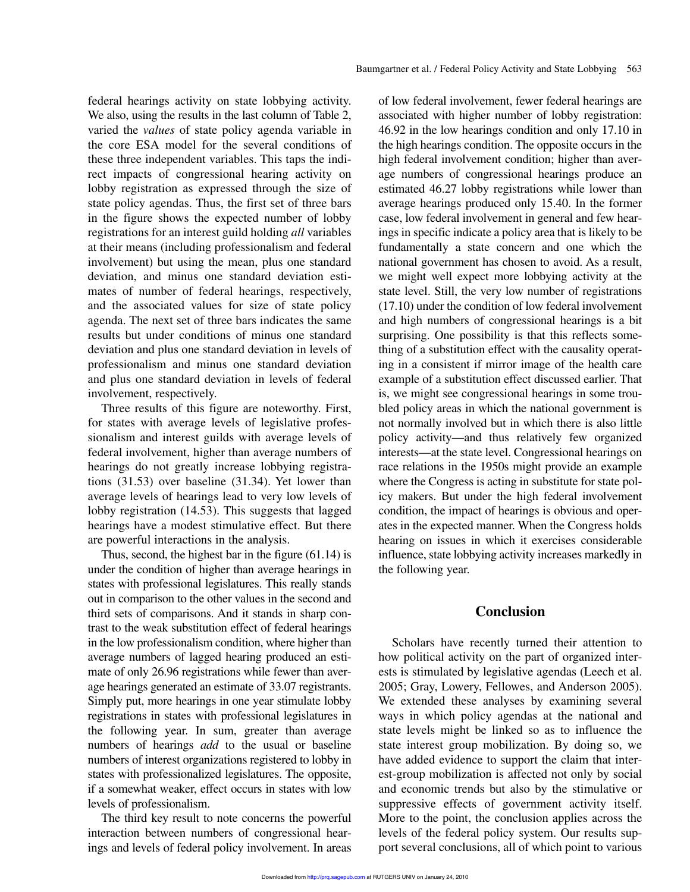federal hearings activity on state lobbying activity. We also, using the results in the last column of Table 2, varied the *values* of state policy agenda variable in the core ESA model for the several conditions of these three independent variables. This taps the indirect impacts of congressional hearing activity on lobby registration as expressed through the size of state policy agendas. Thus, the first set of three bars in the figure shows the expected number of lobby registrations for an interest guild holding *all* variables at their means (including professionalism and federal involvement) but using the mean, plus one standard deviation, and minus one standard deviation estimates of number of federal hearings, respectively, and the associated values for size of state policy agenda. The next set of three bars indicates the same results but under conditions of minus one standard deviation and plus one standard deviation in levels of professionalism and minus one standard deviation and plus one standard deviation in levels of federal involvement, respectively.

Three results of this figure are noteworthy. First, for states with average levels of legislative professionalism and interest guilds with average levels of federal involvement, higher than average numbers of hearings do not greatly increase lobbying registrations (31.53) over baseline (31.34). Yet lower than average levels of hearings lead to very low levels of lobby registration (14.53). This suggests that lagged hearings have a modest stimulative effect. But there are powerful interactions in the analysis.

Thus, second, the highest bar in the figure (61.14) is under the condition of higher than average hearings in states with professional legislatures. This really stands out in comparison to the other values in the second and third sets of comparisons. And it stands in sharp contrast to the weak substitution effect of federal hearings in the low professionalism condition, where higher than average numbers of lagged hearing produced an estimate of only 26.96 registrations while fewer than average hearings generated an estimate of 33.07 registrants. Simply put, more hearings in one year stimulate lobby registrations in states with professional legislatures in the following year. In sum, greater than average numbers of hearings *add* to the usual or baseline numbers of interest organizations registered to lobby in states with professionalized legislatures. The opposite, if a somewhat weaker, effect occurs in states with low levels of professionalism.

The third key result to note concerns the powerful interaction between numbers of congressional hearings and levels of federal policy involvement. In areas of low federal involvement, fewer federal hearings are associated with higher number of lobby registration: 46.92 in the low hearings condition and only 17.10 in the high hearings condition. The opposite occurs in the high federal involvement condition; higher than average numbers of congressional hearings produce an estimated 46.27 lobby registrations while lower than average hearings produced only 15.40. In the former case, low federal involvement in general and few hearings in specific indicate a policy area that is likely to be fundamentally a state concern and one which the national government has chosen to avoid. As a result, we might well expect more lobbying activity at the state level. Still, the very low number of registrations (17.10) under the condition of low federal involvement and high numbers of congressional hearings is a bit surprising. One possibility is that this reflects something of a substitution effect with the causality operating in a consistent if mirror image of the health care example of a substitution effect discussed earlier. That is, we might see congressional hearings in some troubled policy areas in which the national government is not normally involved but in which there is also little policy activity—and thus relatively few organized interests—at the state level. Congressional hearings on race relations in the 1950s might provide an example where the Congress is acting in substitute for state policy makers. But under the high federal involvement condition, the impact of hearings is obvious and operates in the expected manner. When the Congress holds hearing on issues in which it exercises considerable influence, state lobbying activity increases markedly in the following year.

## Conclusion

Scholars have recently turned their attention to how political activity on the part of organized interests is stimulated by legislative agendas (Leech et al. 2005; Gray, Lowery, Fellowes, and Anderson 2005). We extended these analyses by examining several ways in which policy agendas at the national and state levels might be linked so as to influence the state interest group mobilization. By doing so, we have added evidence to support the claim that interest-group mobilization is affected not only by social and economic trends but also by the stimulative or suppressive effects of government activity itself. More to the point, the conclusion applies across the levels of the federal policy system. Our results support several conclusions, all of which point to various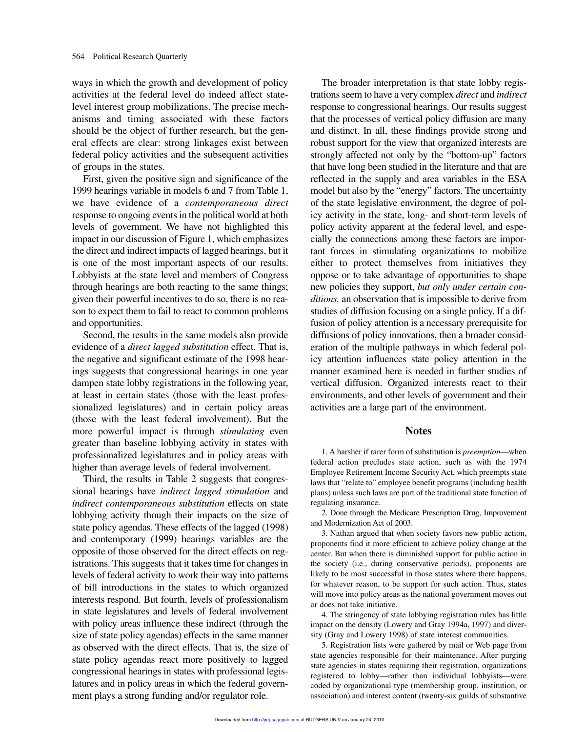ways in which the growth and development of policy activities at the federal level do indeed affect state-level interest group mobilizations. The precise mechanisms and timing associated with these factors should be the object of further research, but the general effects are clear: strong linkages exist between federal policy activities and the subsequent activities of groups in the states.

First, given the positive sign and significance of the 1999 hearings variable in models 6 and 7 from Table 1, we have evidence of a *contemporaneous direct* response to ongoing events in the political world at both levels of government. We have not highlighted this impact in our discussion of Figure 1, which emphasizes the direct and indirect impacts of lagged hearings, but it is one of the most important aspects of our results. Lobbyists at the state level and members of Congress through hearings are both reacting to the same things; given their powerful incentives to do so, there is no reason to expect them to fail to react to common problems and opportunities.

Second, the results in the same models also provide evidence of a *direct lagged substitution* effect. That is, the negative and significant estimate of the 1998 hearings suggests that congressional hearings in one year dampen state lobby registrations in the following year, at least in certain states (those with the least professionalized legislatures) and in certain policy areas (those with the least federal involvement). But the more powerful impact is through *stimulating* even greater than baseline lobbying activity in states with professionalized legislatures and in policy areas with higher than average levels of federal involvement.

Third, the results in Table 2 suggests that congressional hearings have *indirect lagged stimulation* and *indirect contemporaneous substitution* effects on state lobbying activity though their impacts on the size of state policy agendas. These effects of the lagged (1998) and contemporary (1999) hearings variables are the opposite of those observed for the direct effects on registrations. This suggests that it takes time for changes in levels of federal activity to work their way into patterns of bill introductions in the states to which organized interests respond. But fourth, levels of professionalism in state legislatures and levels of federal involvement with policy areas influence these indirect (through the size of state policy agendas) effects in the same manner as observed with the direct effects. That is, the size of state policy agendas react more positively to lagged congressional hearings in states with professional legislatures and in policy areas in which the federal government plays a strong funding and/or regulator role.

The broader interpretation is that state lobby registrations seem to have a very complex *direct* and *indirect* response to congressional hearings. Our results suggest that the processes of vertical policy diffusion are many and distinct. In all, these findings provide strong and robust support for the view that organized interests are strongly affected not only by the "bottom-up" factors that have long been studied in the literature and that are reflected in the supply and area variables in the ESA model but also by the "energy" factors. The uncertainty of the state legislative environment, the degree of policy activity in the state, long- and short-term levels of policy activity apparent at the federal level, and especially the connections among these factors are important forces in stimulating organizations to mobilize either to protect themselves from initiatives they oppose or to take advantage of opportunities to shape new policies they support, *but only under certain conditions,* an observation that is impossible to derive from studies of diffusion focusing on a single policy. If a diffusion of policy attention is a necessary prerequisite for diffusions of policy innovations, then a broader consideration of the multiple pathways in which federal policy attention influences state policy attention in the manner examined here is needed in further studies of vertical diffusion. Organized interests react to their environments, and other levels of government and their activities are a large part of the environment.

## Notes

1. A harsher if rarer form of substitution is *preemption*—when federal action precludes state action, such as with the 1974 Employee Retirement Income Security Act, which preempts state laws that "relate to" employee benefit programs (including health plans) unless such laws are part of the traditional state function of regulating insurance.

2. Done through the Medicare Prescription Drug, Improvement and Modernization Act of 2003.

3. Nathan argued that when society favors new public action, proponents find it more efficient to achieve policy change at the center. But when there is diminished support for public action in the society (i.e., during conservative periods), proponents are likely to be most successful in those states where there happens, for whatever reason, to be support for such action. Thus, states will move into policy areas as the national government moves out or does not take initiative.

4. The stringency of state lobbying registration rules has little impact on the density (Lowery and Gray 1994a, 1997) and diversity (Gray and Lowery 1998) of state interest communities.

5. Registration lists were gathered by mail or Web page from state agencies responsible for their maintenance. After purging state agencies in states requiring their registration, organizations registered to lobby—rather than individual lobbyists—were coded by organizational type (membership group, institution, or association) and interest content (twenty-six guilds of substantive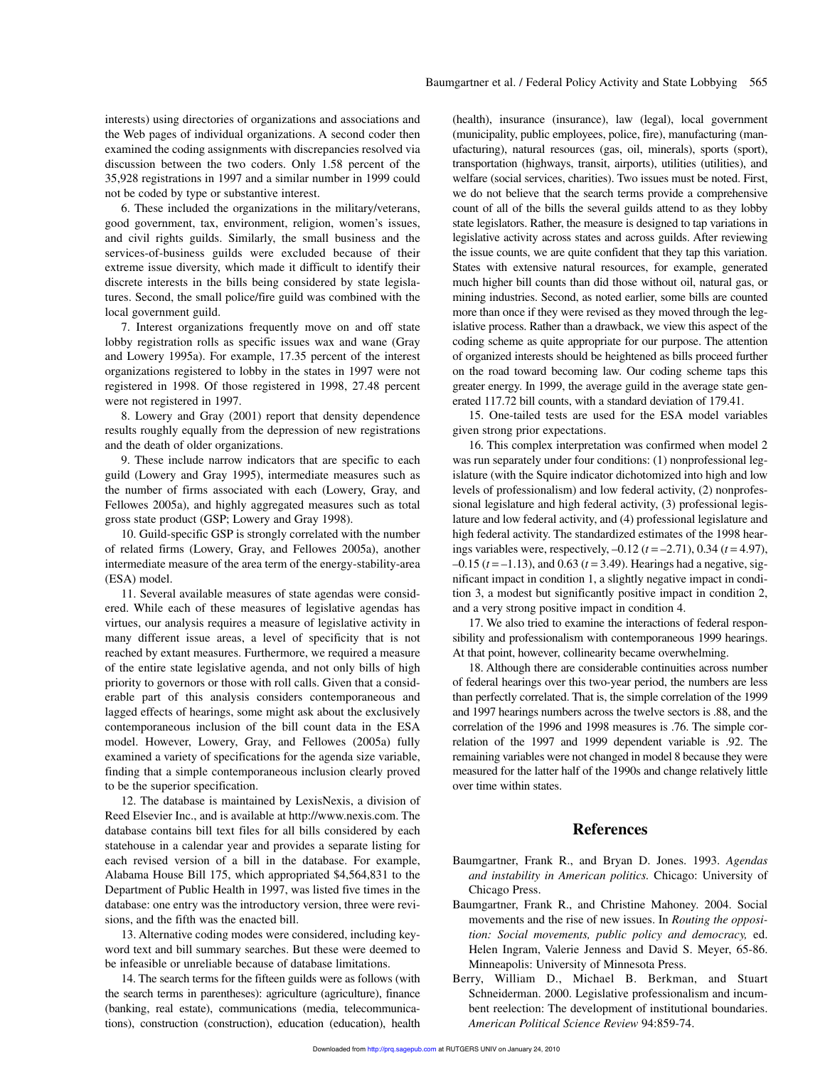interests) using directories of organizations and associations and the Web pages of individual organizations. A second coder then examined the coding assignments with discrepancies resolved via discussion between the two coders. Only 1.58 percent of the 35,928 registrations in 1997 and a similar number in 1999 could not be coded by type or substantive interest.

6. These included the organizations in the military/veterans, good government, tax, environment, religion, women's issues, and civil rights guilds. Similarly, the small business and the services-of-business guilds were excluded because of their extreme issue diversity, which made it difficult to identify their discrete interests in the bills being considered by state legislatures. Second, the small police/fire guild was combined with the local government guild.

7. Interest organizations frequently move on and off state lobby registration rolls as specific issues wax and wane (Gray and Lowery 1995a). For example, 17.35 percent of the interest organizations registered to lobby in the states in 1997 were not registered in 1998. Of those registered in 1998, 27.48 percent were not registered in 1997.

8. Lowery and Gray (2001) report that density dependence results roughly equally from the depression of new registrations and the death of older organizations.

9. These include narrow indicators that are specific to each guild (Lowery and Gray 1995), intermediate measures such as the number of firms associated with each (Lowery, Gray, and Fellowes 2005a), and highly aggregated measures such as total gross state product (GSP; Lowery and Gray 1998).

10. Guild-specific GSP is strongly correlated with the number of related firms (Lowery, Gray, and Fellowes 2005a), another intermediate measure of the area term of the energy-stability-area (ESA) model.

11. Several available measures of state agendas were considered. While each of these measures of legislative agendas has virtues, our analysis requires a measure of legislative activity in many different issue areas, a level of specificity that is not reached by extant measures. Furthermore, we required a measure of the entire state legislative agenda, and not only bills of high priority to governors or those with roll calls. Given that a considerable part of this analysis considers contemporaneous and lagged effects of hearings, some might ask about the exclusively contemporaneous inclusion of the bill count data in the ESA model. However, Lowery, Gray, and Fellowes (2005a) fully examined a variety of specifications for the agenda size variable, finding that a simple contemporaneous inclusion clearly proved to be the superior specification.

12. The database is maintained by LexisNexis, a division of Reed Elsevier Inc., and is available at http://www.nexis.com. The database contains bill text files for all bills considered by each statehouse in a calendar year and provides a separate listing for each revised version of a bill in the database. For example, Alabama House Bill 175, which appropriated $4,564,831 to the Department of Public Health in 1997, was listed five times in the database: one entry was the introductory version, three were revisions, and the fifth was the enacted bill.

13. Alternative coding modes were considered, including keyword text and bill summary searches. But these were deemed to be infeasible or unreliable because of database limitations.

14. The search terms for the fifteen guilds were as follows (with the search terms in parentheses): agriculture (agriculture), finance (banking, real estate), communications (media, telecommunications), construction (construction), education (education), health (health), insurance (insurance), law (legal), local government (municipality, public employees, police, fire), manufacturing (manufacturing), natural resources (gas, oil, minerals), sports (sport), transportation (highways, transit, airports), utilities (utilities), and welfare (social services, charities). Two issues must be noted. First, we do not believe that the search terms provide a comprehensive count of all of the bills the several guilds attend to as they lobby state legislators. Rather, the measure is designed to tap variations in legislative activity across states and across guilds. After reviewing the issue counts, we are quite confident that they tap this variation. States with extensive natural resources, for example, generated much higher bill counts than did those without oil, natural gas, or mining industries. Second, as noted earlier, some bills are counted more than once if they were revised as they moved through the legislative process. Rather than a drawback, we view this aspect of the coding scheme as quite appropriate for our purpose. The attention of organized interests should be heightened as bills proceed further on the road toward becoming law. Our coding scheme taps this greater energy. In 1999, the average guild in the average state generated 117.72 bill counts, with a standard deviation of 179.41.

15. One-tailed tests are used for the ESA model variables given strong prior expectations.

16. This complex interpretation was confirmed when model 2 was run separately under four conditions: (1) nonprofessional legislature (with the Squire indicator dichotomized into high and low levels of professionalism) and low federal activity, (2) nonprofessional legislature and high federal activity, (3) professional legislature and low federal activity, and (4) professional legislature and high federal activity. The standardized estimates of the 1998 hearings variables were, respectively, –0.12 ($t = –2.71$), 0.34 ($t = 4.97$), –0.15 ($t = –1.13$), and 0.63 ($t = 3.49$). Hearings had a negative, significant impact in condition 1, a slightly negative impact in condition 3, a modest but significantly positive impact in condition 2, and a very strong positive impact in condition 4.

17. We also tried to examine the interactions of federal responsibility and professionalism with contemporaneous 1999 hearings. At that point, however, collinearity became overwhelming.

18. Although there are considerable continuities across number of federal hearings over this two-year period, the numbers are less than perfectly correlated. That is, the simple correlation of the 1999 and 1997 hearings numbers across the twelve sectors is .88, and the correlation of the 1996 and 1998 measures is .76. The simple correlation of the 1997 and 1999 dependent variable is .92. The remaining variables were not changed in model 8 because they were measured for the latter half of the 1990s and change relatively little over time within states.

## References

Baumgartner, Frank R., and Bryan D. Jones. 1993. *Agendas and instability in American politics.* Chicago: University of Chicago Press.

Baumgartner, Frank R., and Christine Mahoney. 2004. Social movements and the rise of new issues. In *Routing the opposition: Social movements, public policy and democracy,* ed. Helen Ingram, Valerie Jenness and David S. Meyer, 65-86. Minneapolis: University of Minnesota Press.

Berry, William D., Michael B. Berkman, and Stuart Schneiderman. 2000. Legislative professionalism and incumbent reelection: The development of institutional boundaries. *American Political Science Review* 94:859-74.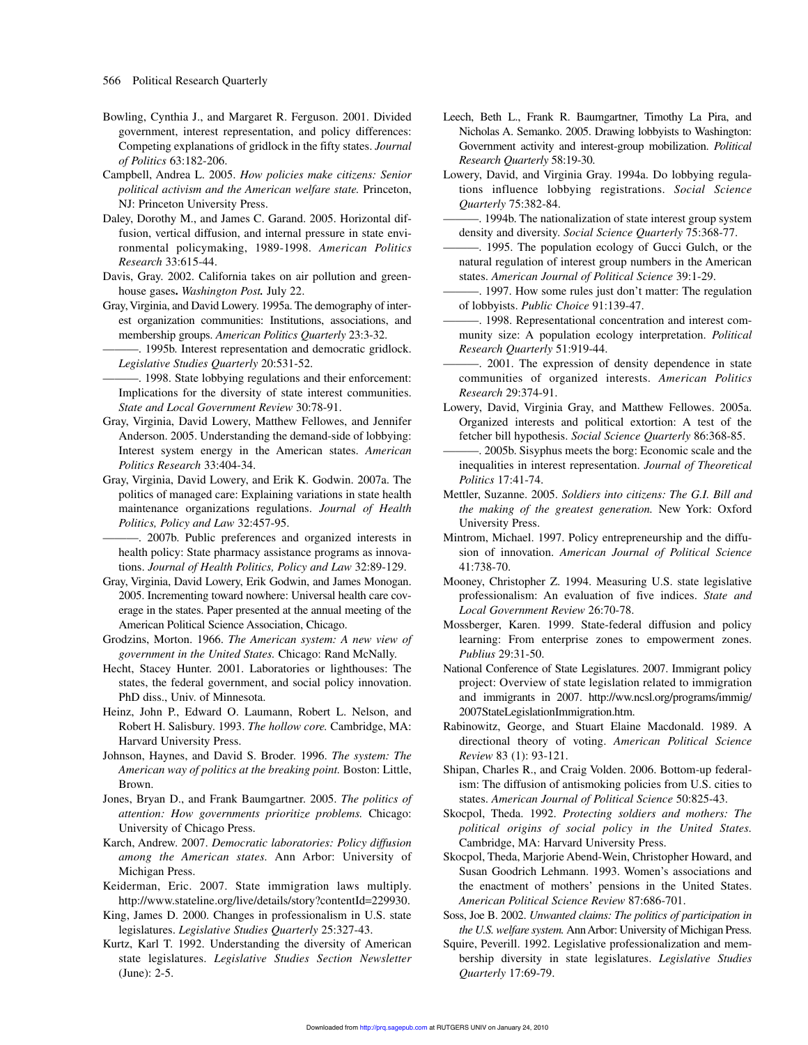Bowling, Cynthia J., and Margaret R. Ferguson. 2001. Divided government, interest representation, and policy differences: Competing explanations of gridlock in the fifty states. *Journal of Politics* 63:182-206.

Campbell, Andrea L. 2005. *How policies make citizens: Senior political activism and the American welfare state.* Princeton, NJ: Princeton University Press.

Daley, Dorothy M., and James C. Garand. 2005. Horizontal diffusion, vertical diffusion, and internal pressure in state environmental policymaking, 1989-1998. *American Politics Research* 33:615-44.

Davis, Gray. 2002. California takes on air pollution and greenhouse gases**.** *Washington Post.* July 22.

Gray, Virginia, and David Lowery. 1995a. The demography of interest organization communities: Institutions, associations, and membership groups. *American Politics Quarterly* 23:3-32.

———. 1995b. Interest representation and democratic gridlock. *Legislative Studies Quarterly* 20:531-52.

———. 1998. State lobbying regulations and their enforcement: Implications for the diversity of state interest communities. *State and Local Government Review* 30:78-91.

Gray, Virginia, David Lowery, Matthew Fellowes, and Jennifer Anderson. 2005. Understanding the demand-side of lobbying: Interest system energy in the American states. *American Politics Research* 33:404-34.

Gray, Virginia, David Lowery, and Erik K. Godwin. 2007a. The politics of managed care: Explaining variations in state health maintenance organizations regulations. *Journal of Health Politics, Policy and Law* 32:457-95.

———. 2007b. Public preferences and organized interests in health policy: State pharmacy assistance programs as innovations. *Journal of Health Politics, Policy and Law* 32:89-129.

Gray, Virginia, David Lowery, Erik Godwin, and James Monogan. 2005. Incrementing toward nowhere: Universal health care coverage in the states. Paper presented at the annual meeting of the American Political Science Association, Chicago.

Grodzins, Morton. 1966. *The American system: A new view of government in the United States.* Chicago: Rand McNally.

Hecht, Stacey Hunter. 2001. Laboratories or lighthouses: The states, the federal government, and social policy innovation. PhD diss., Univ. of Minnesota.

Heinz, John P., Edward O. Laumann, Robert L. Nelson, and Robert H. Salisbury. 1993. *The hollow core.* Cambridge, MA: Harvard University Press.

Johnson, Haynes, and David S. Broder. 1996. *The system: The American way of politics at the breaking point.* Boston: Little, Brown.

Jones, Bryan D., and Frank Baumgartner. 2005. *The politics of attention: How governments prioritize problems.* Chicago: University of Chicago Press.

Karch, Andrew. 2007. *Democratic laboratories: Policy diffusion among the American states.* Ann Arbor: University of Michigan Press.

Keiderman, Eric. 2007. State immigration laws multiply. http://www.stateline.org/live/details/story?contentId=229930.

King, James D. 2000. Changes in professionalism in U.S. state legislatures. *Legislative Studies Quarterly* 25:327-43.

Kurtz, Karl T. 1992. Understanding the diversity of American state legislatures. *Legislative Studies Section Newsletter* (June): 2-5.

Leech, Beth L., Frank R. Baumgartner, Timothy La Pira, and Nicholas A. Semanko. 2005. Drawing lobbyists to Washington: Government activity and interest-group mobilization. *Political Research Quarterly* 58:19-30.

Lowery, David, and Virginia Gray. 1994a. Do lobbying regulations influence lobbying registrations. *Social Science Quarterly* 75:382-84.

———. 1994b. The nationalization of state interest group system density and diversity. *Social Science Quarterly* 75:368-77.

———. 1995. The population ecology of Gucci Gulch, or the natural regulation of interest group numbers in the American states. *American Journal of Political Science* 39:1-29.

———. 1997. How some rules just don't matter: The regulation of lobbyists. *Public Choice* 91:139-47.

———. 1998. Representational concentration and interest community size: A population ecology interpretation. *Political Research Quarterly* 51:919-44.

———. 2001. The expression of density dependence in state communities of organized interests. *American Politics Research* 29:374-91.

Lowery, David, Virginia Gray, and Matthew Fellowes. 2005a. Organized interests and political extortion: A test of the fetcher bill hypothesis. *Social Science Quarterly* 86:368-85.

———. 2005b. Sisyphus meets the borg: Economic scale and the inequalities in interest representation. *Journal of Theoretical Politics* 17:41-74.

Mettler, Suzanne. 2005. *Soldiers into citizens: The G.I. Bill and the making of the greatest generation.* New York: Oxford University Press.

Mintrom, Michael. 1997. Policy entrepreneurship and the diffusion of innovation. *American Journal of Political Science* 41:738-70.

Mooney, Christopher Z. 1994. Measuring U.S. state legislative professionalism: An evaluation of five indices. *State and Local Government Review* 26:70-78.

Mossberger, Karen. 1999. State-federal diffusion and policy learning: From enterprise zones to empowerment zones. *Publius* 29:31-50.

National Conference of State Legislatures. 2007. Immigrant policy project: Overview of state legislation related to immigration and immigrants in 2007. http://ww.ncsl.org/programs/immig/2007StateLegislationImmigration.htm.

Rabinowitz, George, and Stuart Elaine Macdonald. 1989. A directional theory of voting. *American Political Science Review* 83 (1): 93-121.

Shipan, Charles R., and Craig Volden. 2006. Bottom-up federalism: The diffusion of antismoking policies from U.S. cities to states. *American Journal of Political Science* 50:825-43.

Skocpol, Theda. 1992. *Protecting soldiers and mothers: The political origins of social policy in the United States.* Cambridge, MA: Harvard University Press.

Skocpol, Theda, Marjorie Abend-Wein, Christopher Howard, and Susan Goodrich Lehmann. 1993. Women's associations and the enactment of mothers' pensions in the United States. *American Political Science Review* 87:686-701.

Soss, Joe B. 2002. *Unwanted claims: The politics of participation in the U.S. welfare system.* Ann Arbor: University of Michigan Press.

Squire, Peverill. 1992. Legislative professionalization and membership diversity in state legislatures. *Legislative Studies Quarterly* 17:69-79.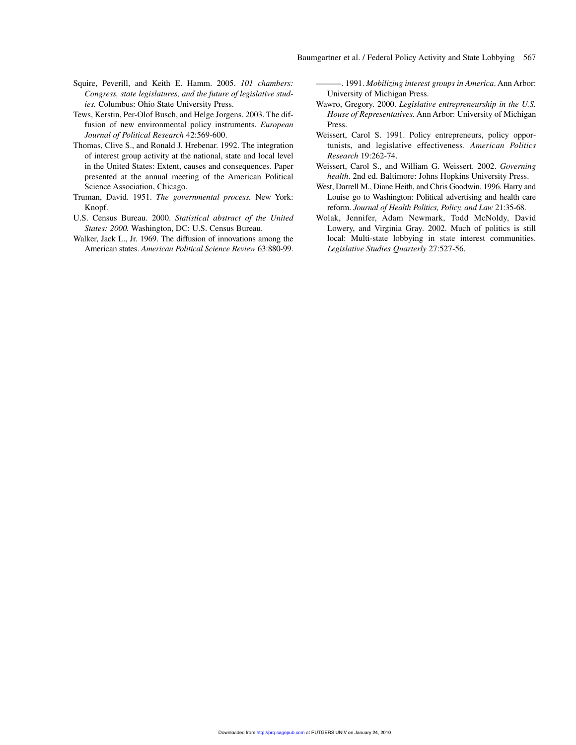Squire, Peverill, and Keith E. Hamm. 2005. *101 chambers: Congress, state legislatures, and the future of legislative studies.* Columbus: Ohio State University Press.

Tews, Kerstin, Per-Olof Busch, and Helge Jorgens. 2003. The diffusion of new environmental policy instruments. *European Journal of Political Research* 42:569-600.

Thomas, Clive S., and Ronald J. Hrebenar. 1992. The integration of interest group activity at the national, state and local level in the United States: Extent, causes and consequences. Paper presented at the annual meeting of the American Political Science Association, Chicago.

Truman, David. 1951. *The governmental process.* New York: Knopf.

U.S. Census Bureau. 2000. *Statistical abstract of the United States: 2000.* Washington, DC: U.S. Census Bureau.

Walker, Jack L., Jr. 1969. The diffusion of innovations among the American states. *American Political Science Review* 63:880-99.

———. 1991. *Mobilizing interest groups in America*. Ann Arbor: University of Michigan Press.

Wawro, Gregory. 2000. *Legislative entrepreneurship in the U.S. House of Representatives.* Ann Arbor: University of Michigan Press.

Weissert, Carol S. 1991. Policy entrepreneurs, policy opportunists, and legislative effectiveness. *American Politics Research* 19:262-74.

Weissert, Carol S., and William G. Weissert. 2002. *Governing health*. 2nd ed. Baltimore: Johns Hopkins University Press.

West, Darrell M., Diane Heith, and Chris Goodwin. 1996. Harry and Louise go to Washington: Political advertising and health care reform. *Journal of Health Politics, Policy, and Law* 21:35-68.

Wolak, Jennifer, Adam Newmark, Todd McNoldy, David Lowery, and Virginia Gray. 2002. Much of politics is still local: Multi-state lobbying in state interest communities. *Legislative Studies Quarterly* 27:527-56.